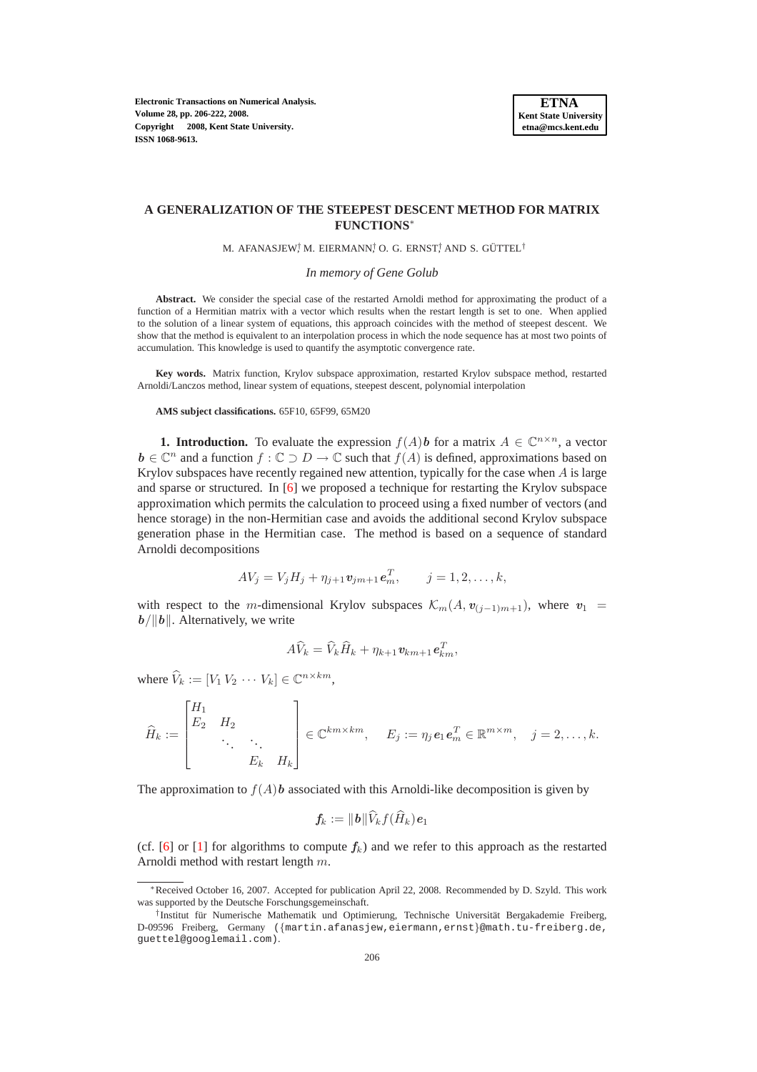# A GENERALIZATION OF THE STEEPEST DESCENT METHOD FOR MATRIX FUNCTIONS*

M. AFANASJEW[†], M. EIERMANN[†], O. G. ERNST[†], AND S. GÜTTEL[†]

*In memory of Gene Golub*

**Abstract.** We consider the special case of the restarted Arnoldi method for approximating the product of a function of a Hermitian matrix with a vector which results when the restart length is set to one. When applied to the solution of a linear system of equations, this approach coincides with the method of steepest descent. We show that the method is equivalent to an interpolation process in which the node sequence has at most two points of accumulation. This knowledge is used to quantify the asymptotic convergence rate.

**Key words.** Matrix function, Krylov subspace approximation, restarted Krylov subspace method, restarted Arnoldi/Lanczos method, linear system of equations, steepest descent, polynomial interpolation

**AMS subject classifications.** 65F10, 65F99, 65M20

**1. Introduction.** To evaluate the expression $f(A)\boldsymbol{b}$ for a matrix $A \in \mathbb{C}^{n\times n}$, a vector $\boldsymbol{b} \in \mathbb{C}^n$ and a function $f : \mathbb{C} \supset D \to \mathbb{C}$ such that $f(A)$ is defined, approximations based on Krylov subspaces have recently regained new attention, typically for the case when $A$ is large and sparse or structured. In [6] we proposed a technique for restarting the Krylov subspace approximation which permits the calculation to proceed using a fixed number of vectors (and hence storage) in the non-Hermitian case and avoids the additional second Krylov subspace generation phase in the Hermitian case. The method is based on a sequence of standard Arnoldi decompositions

$$AV_j = V_j H_j + \eta_{j+1} \boldsymbol{v}_{jm+1} \boldsymbol{e}_m^T, \qquad j = 1, 2, \ldots, k,$$

with respect to the $m$-dimensional Krylov subspaces $\mathcal{K}_m(A, \boldsymbol{v}_{(j-1)m+1})$, where $\boldsymbol{v}_1 = \boldsymbol{b}/\|\boldsymbol{b}\|$. Alternatively, we write

$$A\widehat{V}_k = \widehat{V}_k \widehat{H}_k + \eta_{k+1} \boldsymbol{v}_{km+1} \boldsymbol{e}_{km}^T,$$

where $\widehat{V}_k := [V_1\, V_2\, \cdots\, V_k] \in \mathbb{C}^{n\times km}$,

$$\widehat{H}_k := \begin{bmatrix} H_1 & & & \\ E_2 & H_2 & & \\ & \ddots & \ddots & \\ & & E_k & H_k \end{bmatrix} \in \mathbb{C}^{km\times km}, \qquad E_j := \eta_j \boldsymbol{e}_1 \boldsymbol{e}_m^T \in \mathbb{R}^{m\times m}, \quad j = 2, \ldots, k.$$

The approximation to $f(A)\boldsymbol{b}$ associated with this Arnoldi-like decomposition is given by

$$\boldsymbol{f}_k := \|\boldsymbol{b}\| \widehat{V}_k f(\widehat{H}_k) \boldsymbol{e}_1$$

(cf. [6] or [1] for algorithms to compute $\boldsymbol{f}_k$) and we refer to this approach as the restarted Arnoldi method with restart length $m$.

---

*Received October 16, 2007. Accepted for publication April 22, 2008. Recommended by D. Szyld. This work was supported by the Deutsche Forschungsgemeinschaft.

[†]Institut für Numerische Mathematik und Optimierung, Technische Universität Bergakademie Freiberg, D-09596 Freiberg, Germany ({martin.afanasjew,eiermann,ernst}@math.tu-freiberg.de, guettel@googlemail.com).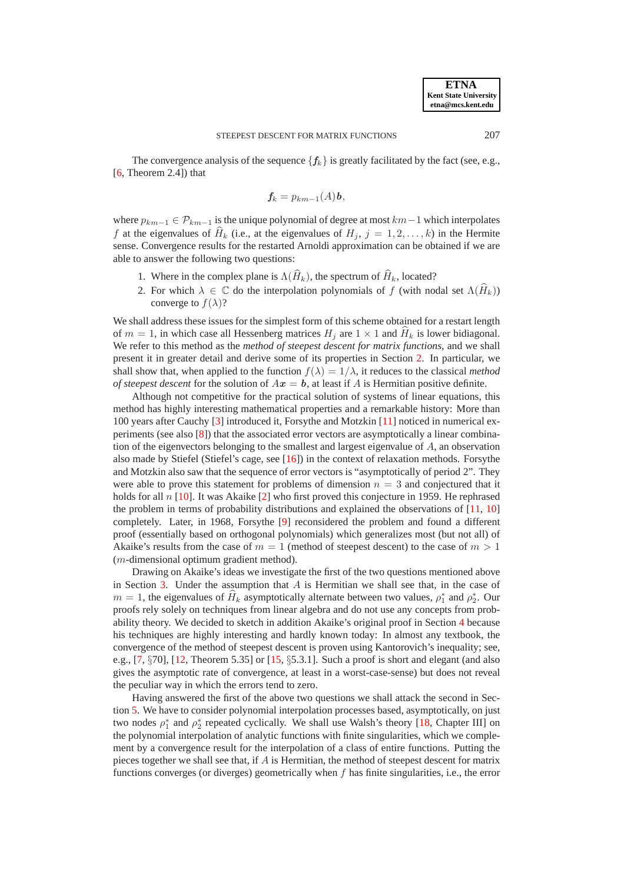The convergence analysis of the sequence $\{\boldsymbol{f}_k\}$ is greatly facilitated by the fact (see, e.g., [6, Theorem 2.4]) that

$$\boldsymbol{f}_k = p_{km-1}(A)\boldsymbol{b},$$

where $p_{km-1} \in \mathcal{P}_{km-1}$ is the unique polynomial of degree at most $km-1$ which interpolates $f$ at the eigenvalues of $\widehat{H}_k$ (i.e., at the eigenvalues of $H_j$, $j = 1, 2, \ldots, k$) in the Hermite sense. Convergence results for the restarted Arnoldi approximation can be obtained if we are able to answer the following two questions:

1. Where in the complex plane is $\Lambda(\widehat{H}_k)$, the spectrum of $\widehat{H}_k$, located?
2. For which $\lambda \in \mathbb{C}$ do the interpolation polynomials of $f$ (with nodal set $\Lambda(\widehat{H}_k)$) converge to $f(\lambda)$?

We shall address these issues for the simplest form of this scheme obtained for a restart length of $m = 1$, in which case all Hessenberg matrices $H_j$ are $1 \times 1$ and $\widehat{H}_k$ is lower bidiagonal. We refer to this method as the *method of steepest descent for matrix functions*, and we shall present it in greater detail and derive some of its properties in Section 2. In particular, we shall show that, when applied to the function $f(\lambda) = 1/\lambda$, it reduces to the classical *method of steepest descent* for the solution of $A\boldsymbol{x} = \boldsymbol{b}$, at least if $A$ is Hermitian positive definite.

Although not competitive for the practical solution of systems of linear equations, this method has highly interesting mathematical properties and a remarkable history: More than 100 years after Cauchy [3] introduced it, Forsythe and Motzkin [11] noticed in numerical experiments (see also [8]) that the associated error vectors are asymptotically a linear combination of the eigenvectors belonging to the smallest and largest eigenvalue of $A$, an observation also made by Stiefel (Stiefel's cage, see [16]) in the context of relaxation methods. Forsythe and Motzkin also saw that the sequence of error vectors is "asymptotically of period 2". They were able to prove this statement for problems of dimension $n = 3$ and conjectured that it holds for all $n$ [10]. It was Akaike [2] who first proved this conjecture in 1959. He rephrased the problem in terms of probability distributions and explained the observations of [11, 10] completely. Later, in 1968, Forsythe [9] reconsidered the problem and found a different proof (essentially based on orthogonal polynomials) which generalizes most (but not all) of Akaike's results from the case of $m = 1$ (method of steepest descent) to the case of $m > 1$ ($m$-dimensional optimum gradient method).

Drawing on Akaike's ideas we investigate the first of the two questions mentioned above in Section 3. Under the assumption that $A$ is Hermitian we shall see that, in the case of $m = 1$, the eigenvalues of $\widehat{H}_k$ asymptotically alternate between two values, $\rho_1^*$ and $\rho_2^*$. Our proofs rely solely on techniques from linear algebra and do not use any concepts from probability theory. We decided to sketch in addition Akaike's original proof in Section 4 because his techniques are highly interesting and hardly known today: In almost any textbook, the convergence of the method of steepest descent is proven using Kantorovich's inequality; see, e.g., [7, §70], [12, Theorem 5.35] or [15, §5.3.1]. Such a proof is short and elegant (and also gives the asymptotic rate of convergence, at least in a worst-case-sense) but does not reveal the peculiar way in which the errors tend to zero.

Having answered the first of the above two questions we shall attack the second in Section 5. We have to consider polynomial interpolation processes based, asymptotically, on just two nodes $\rho_1^*$ and $\rho_2^*$ repeated cyclically. We shall use Walsh's theory [18, Chapter III] on the polynomial interpolation of analytic functions with finite singularities, which we complement by a convergence result for the interpolation of a class of entire functions. Putting the pieces together we shall see that, if $A$ is Hermitian, the method of steepest descent for matrix functions converges (or diverges) geometrically when $f$ has finite singularities, i.e., the error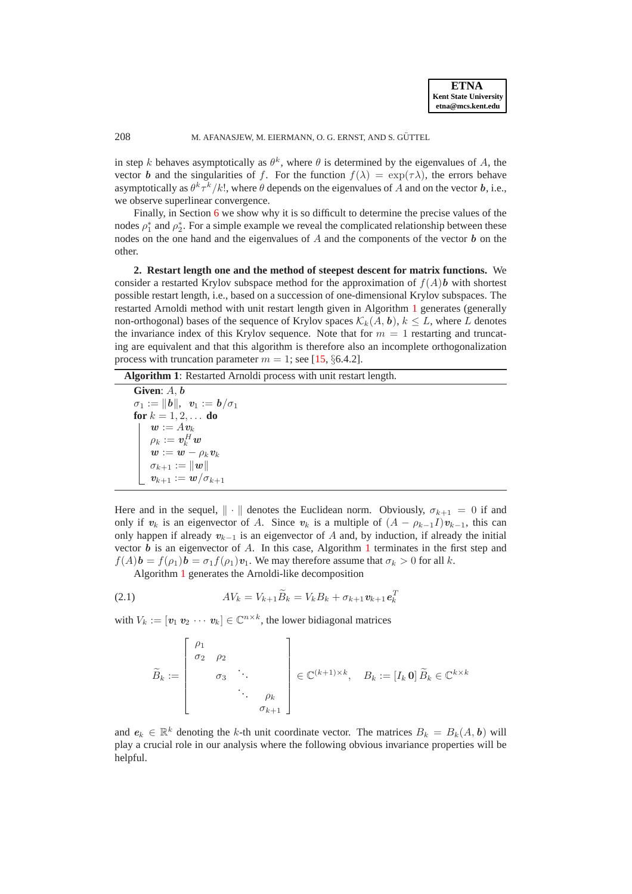in step $k$ behaves asymptotically as $\theta^k$, where $\theta$ is determined by the eigenvalues of $A$, the vector $\boldsymbol{b}$ and the singularities of $f$. For the function $f(\lambda) = \exp(\tau\lambda)$, the errors behave asymptotically as $\theta^k \tau^k / k!$, where $\theta$ depends on the eigenvalues of $A$ and on the vector $\boldsymbol{b}$, i.e., we observe superlinear convergence.

Finally, in Section 6 we show why it is so difficult to determine the precise values of the nodes $\rho_1^*$ and $\rho_2^*$. For a simple example we reveal the complicated relationship between these nodes on the one hand and the eigenvalues of $A$ and the components of the vector $\boldsymbol{b}$ on the other.

**2. Restart length one and the method of steepest descent for matrix functions.** We consider a restarted Krylov subspace method for the approximation of $f(A)\boldsymbol{b}$ with shortest possible restart length, i.e., based on a succession of one-dimensional Krylov subspaces. The restarted Arnoldi method with unit restart length given in Algorithm 1 generates (generally non-orthogonal) bases of the sequence of Krylov spaces $\mathcal{K}_k(A, \boldsymbol{b})$, $k \le L$, where $L$ denotes the invariance index of this Krylov sequence. Note that for $m = 1$ restarting and truncating are equivalent and that this algorithm is therefore also an incomplete orthogonalization process with truncation parameter $m = 1$; see [15, §6.4.2].

**Algorithm 1**: Restarted Arnoldi process with unit restart length.

```
Given: A, b
σ_1 := ‖b‖,  v_1 := b/σ_1
for k = 1, 2, ... do
    w := A v_k
    ρ_k := v_k^H w
    w := w − ρ_k v_k
    σ_{k+1} := ‖w‖
    v_{k+1} := w/σ_{k+1}
```

Here and in the sequel, $\|\cdot\|$ denotes the Euclidean norm. Obviously, $\sigma_{k+1} = 0$ if and only if $\boldsymbol{v}_k$ is an eigenvector of $A$. Since $\boldsymbol{v}_k$ is a multiple of $(A - \rho_{k-1} I)\boldsymbol{v}_{k-1}$, this can only happen if already $\boldsymbol{v}_{k-1}$ is an eigenvector of $A$ and, by induction, if already the initial vector $\boldsymbol{b}$ is an eigenvector of $A$. In this case, Algorithm 1 terminates in the first step and $f(A)\boldsymbol{b} = f(\rho_1)\boldsymbol{b} = \sigma_1 f(\rho_1)\boldsymbol{v}_1$. We may therefore assume that $\sigma_k > 0$ for all $k$.

Algorithm 1 generates the Arnoldi-like decomposition

$$AV_k = V_{k+1}\widetilde{B}_k = V_k B_k + \sigma_{k+1}\boldsymbol{v}_{k+1}\boldsymbol{e}_k^T \tag{2.1}$$

with $V_k := [\boldsymbol{v}_1\ \boldsymbol{v}_2\ \cdots\ \boldsymbol{v}_k] \in \mathbb{C}^{n\times k}$, the lower bidiagonal matrices

$$\widetilde{B}_k := \begin{bmatrix} \rho_1 & & & \\ \sigma_2 & \rho_2 & & \\ & \sigma_3 & \ddots & \\ & & \ddots & \rho_k \\ & & & \sigma_{k+1} \end{bmatrix} \in \mathbb{C}^{(k+1)\times k}, \quad B_k := [I_k\ \boldsymbol{0}]\,\widetilde{B}_k \in \mathbb{C}^{k\times k}$$

and $\boldsymbol{e}_k \in \mathbb{R}^k$ denoting the $k$-th unit coordinate vector. The matrices $B_k = B_k(A, \boldsymbol{b})$ will play a crucial role in our analysis where the following obvious invariance properties will be helpful.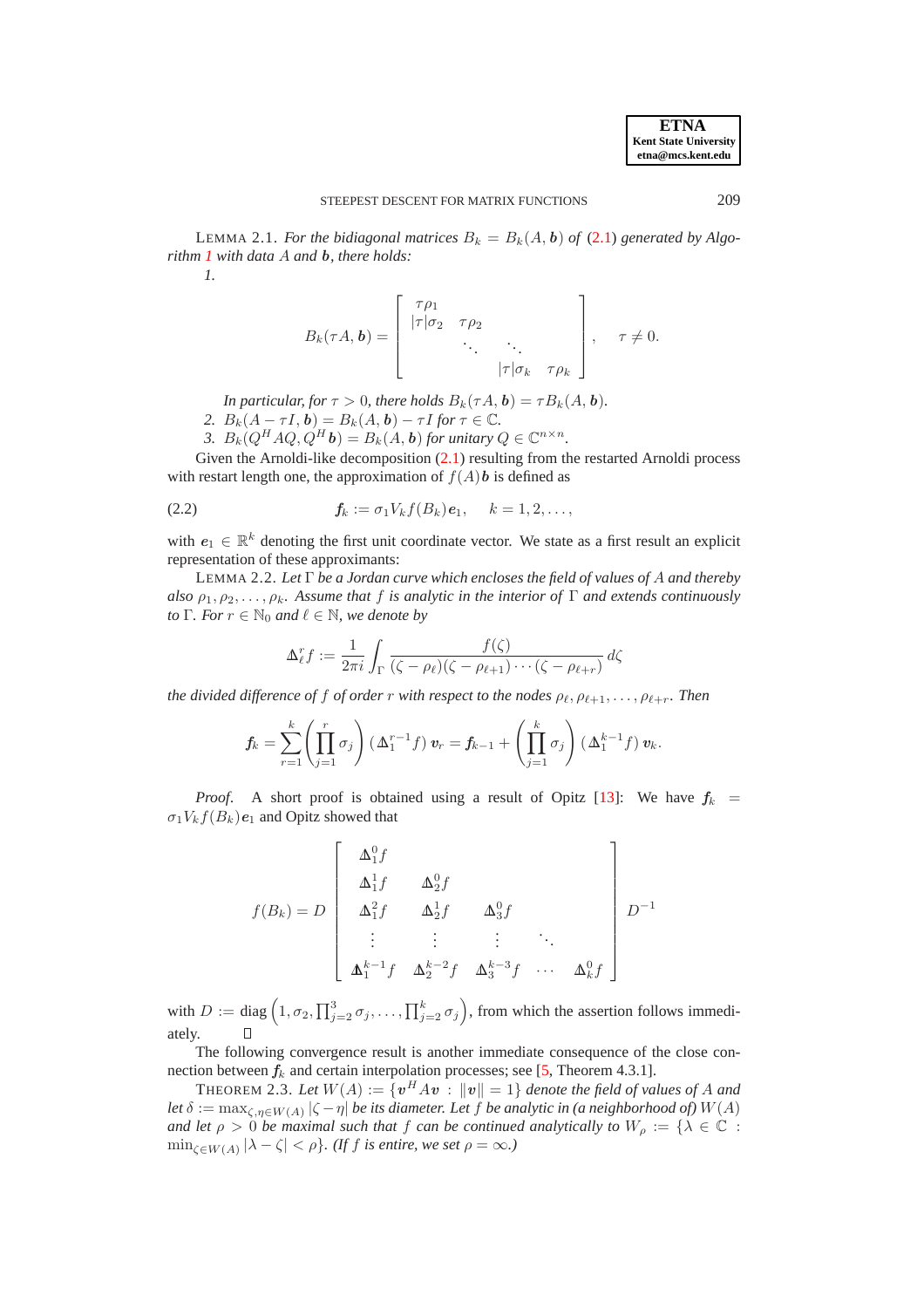LEMMA 2.1. *For the bidiagonal matrices $B_k = B_k(A, \boldsymbol{b})$ of (2.1) generated by Algorithm 1 with data $A$ and $\boldsymbol{b}$, there holds:*

*1.*

$$
B_k(\tau A, \boldsymbol{b}) = \begin{bmatrix} \tau\rho_1 & & & \\ |\tau|\sigma_2 & \tau\rho_2 & & \\ & \ddots & \ddots & \\ & & |\tau|\sigma_k & \tau\rho_k \end{bmatrix}, \quad \tau \neq 0.
$$

*In particular, for $\tau > 0$, there holds $B_k(\tau A, \boldsymbol{b}) = \tau B_k(A, \boldsymbol{b})$.*

*2. $B_k(A - \tau I, \boldsymbol{b}) = B_k(A, \boldsymbol{b}) - \tau I$ for $\tau \in \mathbb{C}$.*

*3. $B_k(Q^H A Q, Q^H \boldsymbol{b}) = B_k(A, \boldsymbol{b})$ for unitary $Q \in \mathbb{C}^{n \times n}$.*

Given the Arnoldi-like decomposition (2.1) resulting from the restarted Arnoldi process with restart length one, the approximation of $f(A)\boldsymbol{b}$ is defined as

$$
\boldsymbol{f}_k := \sigma_1 V_k f(B_k) \boldsymbol{e}_1, \quad k = 1, 2, \ldots, \tag{2.2}
$$

with $\boldsymbol{e}_1 \in \mathbb{R}^k$ denoting the first unit coordinate vector. We state as a first result an explicit representation of these approximants:

LEMMA 2.2. *Let $\Gamma$ be a Jordan curve which encloses the field of values of $A$ and thereby also $\rho_1, \rho_2, \ldots, \rho_k$. Assume that $f$ is analytic in the interior of $\Gamma$ and extends continuously to $\Gamma$. For $r \in \mathbb{N}_0$ and $\ell \in \mathbb{N}$, we denote by*

$$
\Delta_\ell^r f := \frac{1}{2\pi i} \int_\Gamma \frac{f(\zeta)}{(\zeta - \rho_\ell)(\zeta - \rho_{\ell+1}) \cdots (\zeta - \rho_{\ell+r})} \, d\zeta
$$

*the divided difference of $f$ of order $r$ with respect to the nodes $\rho_\ell, \rho_{\ell+1}, \ldots, \rho_{\ell+r}$. Then*

$$
\boldsymbol{f}_k = \sum_{r=1}^{k} \left( \prod_{j=1}^{r} \sigma_j \right) (\Delta_1^{r-1} f) \, \boldsymbol{v}_r = \boldsymbol{f}_{k-1} + \left( \prod_{j=1}^{k} \sigma_j \right) (\Delta_1^{k-1} f) \, \boldsymbol{v}_k.
$$

*Proof.* A short proof is obtained using a result of Opitz [13]: We have $\boldsymbol{f}_k = \sigma_1 V_k f(B_k) \boldsymbol{e}_1$ and Opitz showed that

$$
f(B_k) = D \begin{bmatrix} \Delta_1^0 f & & & & \\ \Delta_1^1 f & \Delta_2^0 f & & & \\ \Delta_1^2 f & \Delta_2^1 f & \Delta_3^0 f & & \\ \vdots & \vdots & \vdots & \ddots & \\ \Delta_1^{k-1} f & \Delta_2^{k-2} f & \Delta_3^{k-3} f & \cdots & \Delta_k^0 f \end{bmatrix} D^{-1}
$$

with $D := \operatorname{diag}\left(1, \sigma_2, \prod_{j=2}^{3} \sigma_j, \ldots, \prod_{j=2}^{k} \sigma_j\right)$, from which the assertion follows immediately. ∎

The following convergence result is another immediate consequence of the close connection between $\boldsymbol{f}_k$ and certain interpolation processes; see [5, Theorem 4.3.1].

THEOREM 2.3. *Let $W(A) := \{\boldsymbol{v}^H A \boldsymbol{v} : \|\boldsymbol{v}\| = 1\}$ denote the field of values of $A$ and let $\delta := \max_{\zeta, \eta \in W(A)} |\zeta - \eta|$ be its diameter. Let $f$ be analytic in (a neighborhood of) $W(A)$ and let $\rho > 0$ be maximal such that $f$ can be continued analytically to $W_\rho := \{\lambda \in \mathbb{C} : \min_{\zeta \in W(A)} |\lambda - \zeta| < \rho\}$. (If $f$ is entire, we set $\rho = \infty$.)*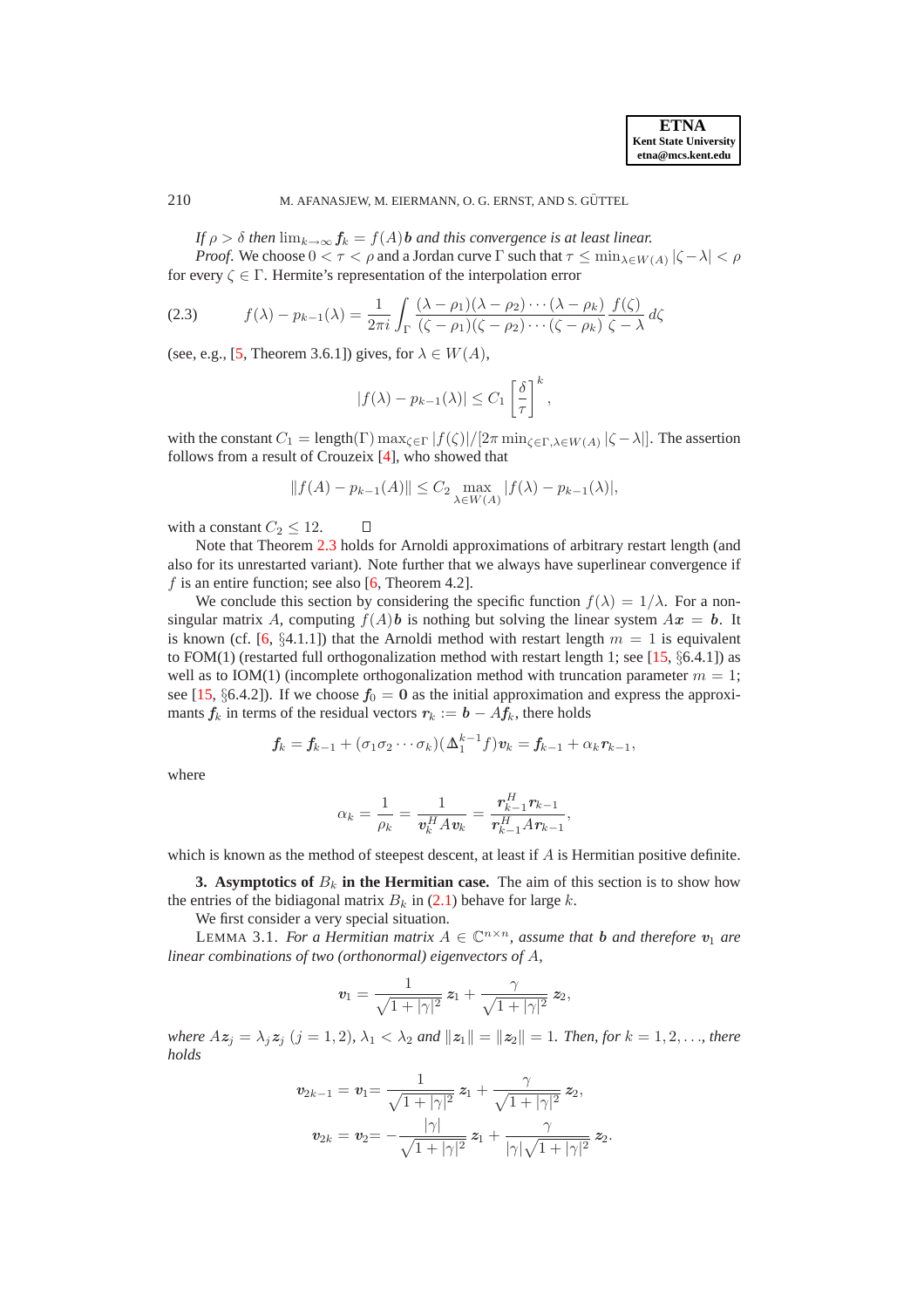*If $\rho > \delta$ then $\lim_{k\to\infty} \boldsymbol{f}_k = f(A)\boldsymbol{b}$ and this convergence is at least linear.*

*Proof.* We choose $0 < \tau < \rho$ and a Jordan curve $\Gamma$ such that $\tau \le \min_{\lambda \in W(A)} |\zeta - \lambda| < \rho$ for every $\zeta \in \Gamma$. Hermite's representation of the interpolation error

$$f(\lambda) - p_{k-1}(\lambda) = \frac{1}{2\pi i} \int_\Gamma \frac{(\lambda - \rho_1)(\lambda - \rho_2)\cdots(\lambda - \rho_k)}{(\zeta - \rho_1)(\zeta - \rho_2)\cdots(\zeta - \rho_k)} \frac{f(\zeta)}{\zeta - \lambda}\, d\zeta \tag{2.3}$$

(see, e.g., [5, Theorem 3.6.1]) gives, for $\lambda \in W(A)$,

$$|f(\lambda) - p_{k-1}(\lambda)| \le C_1 \left[\frac{\delta}{\tau}\right]^k,$$

with the constant $C_1 = \text{length}(\Gamma) \max_{\zeta\in\Gamma} |f(\zeta)|/[2\pi \min_{\zeta\in\Gamma, \lambda\in W(A)} |\zeta - \lambda|]$. The assertion follows from a result of Crouzeix [4], who showed that

$$\|f(A) - p_{k-1}(A)\| \le C_2 \max_{\lambda \in W(A)} |f(\lambda) - p_{k-1}(\lambda)|,$$

with a constant $C_2 \le 12$. $\square$

Note that Theorem 2.3 holds for Arnoldi approximations of arbitrary restart length (and also for its unrestarted variant). Note further that we always have superlinear convergence if $f$ is an entire function; see also [6, Theorem 4.2].

We conclude this section by considering the specific function $f(\lambda) = 1/\lambda$. For a nonsingular matrix $A$, computing $f(A)\boldsymbol{b}$ is nothing but solving the linear system $A\boldsymbol{x} = \boldsymbol{b}$. It is known (cf. [6, §4.1.1]) that the Arnoldi method with restart length $m = 1$ is equivalent to FOM(1) (restarted full orthogonalization method with restart length 1; see [15, §6.4.1]) as well as to IOM(1) (incomplete orthogonalization method with truncation parameter $m = 1$; see [15, §6.4.2]). If we choose $\boldsymbol{f}_0 = \boldsymbol{0}$ as the initial approximation and express the approximants $\boldsymbol{f}_k$ in terms of the residual vectors $\boldsymbol{r}_k := \boldsymbol{b} - A\boldsymbol{f}_k$, there holds

$$\boldsymbol{f}_k = \boldsymbol{f}_{k-1} + (\sigma_1\sigma_2\cdots\sigma_k)(\Delta_1^{k-1} f)\boldsymbol{v}_k = \boldsymbol{f}_{k-1} + \alpha_k \boldsymbol{r}_{k-1},$$

where

$$\alpha_k = \frac{1}{\rho_k} = \frac{1}{\boldsymbol{v}_k^H A \boldsymbol{v}_k} = \frac{\boldsymbol{r}_{k-1}^H \boldsymbol{r}_{k-1}}{\boldsymbol{r}_{k-1}^H A \boldsymbol{r}_{k-1}},$$

which is known as the method of steepest descent, at least if $A$ is Hermitian positive definite.

## 3. Asymptotics of $B_k$ in the Hermitian case.

The aim of this section is to show how the entries of the bidiagonal matrix $B_k$ in (2.1) behave for large $k$.

We first consider a very special situation.

LEMMA 3.1. *For a Hermitian matrix $A \in \mathbb{C}^{n\times n}$, assume that $\boldsymbol{b}$ and therefore $\boldsymbol{v}_1$ are linear combinations of two (orthonormal) eigenvectors of $A$,*

$$\boldsymbol{v}_1 = \frac{1}{\sqrt{1+|\gamma|^2}}\, \boldsymbol{z}_1 + \frac{\gamma}{\sqrt{1+|\gamma|^2}}\, \boldsymbol{z}_2,$$

*where $A\boldsymbol{z}_j = \lambda_j \boldsymbol{z}_j$ $(j = 1, 2)$, $\lambda_1 < \lambda_2$ and $\|\boldsymbol{z}_1\| = \|\boldsymbol{z}_2\| = 1$. Then, for $k = 1, 2, \ldots$, there holds*

$$\boldsymbol{v}_{2k-1} = \boldsymbol{v}_1 = \frac{1}{\sqrt{1+|\gamma|^2}}\, \boldsymbol{z}_1 + \frac{\gamma}{\sqrt{1+|\gamma|^2}}\, \boldsymbol{z}_2,$$

$$\boldsymbol{v}_{2k} = \boldsymbol{v}_2 = -\frac{|\gamma|}{\sqrt{1+|\gamma|^2}}\, \boldsymbol{z}_1 + \frac{\gamma}{|\gamma|\sqrt{1+|\gamma|^2}}\, \boldsymbol{z}_2.$$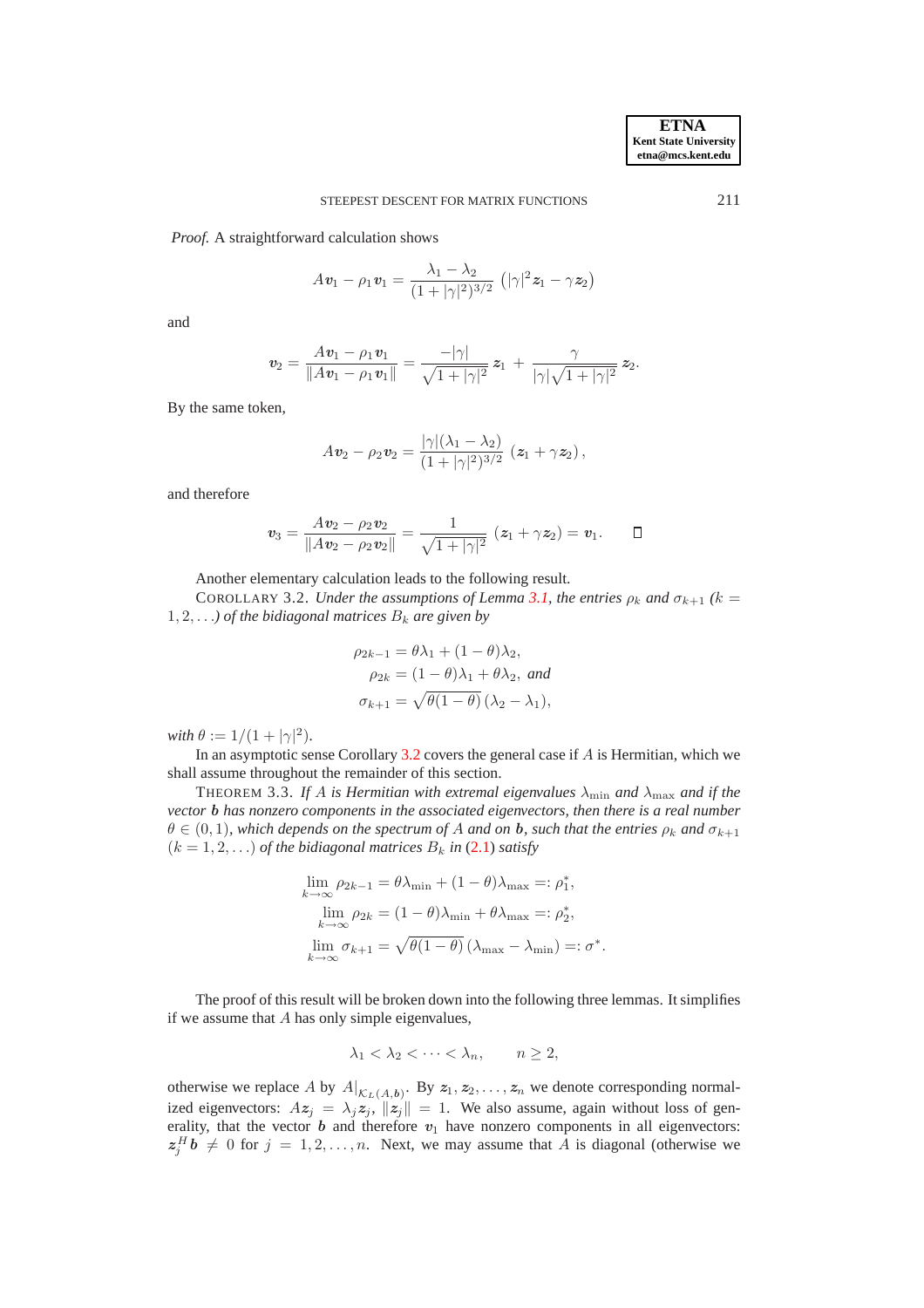*Proof.* A straightforward calculation shows

$$A\boldsymbol{v}_1 - \rho_1 \boldsymbol{v}_1 = \frac{\lambda_1 - \lambda_2}{(1+|\gamma|^2)^{3/2}} \left(|\gamma|^2 \boldsymbol{z}_1 - \gamma \boldsymbol{z}_2\right)$$

and

$$\boldsymbol{v}_2 = \frac{A\boldsymbol{v}_1 - \rho_1 \boldsymbol{v}_1}{\|A\boldsymbol{v}_1 - \rho_1 \boldsymbol{v}_1\|} = \frac{-|\gamma|}{\sqrt{1+|\gamma|^2}}\, \boldsymbol{z}_1 + \frac{\gamma}{|\gamma|\sqrt{1+|\gamma|^2}}\, \boldsymbol{z}_2.$$

By the same token,

$$A\boldsymbol{v}_2 - \rho_2 \boldsymbol{v}_2 = \frac{|\gamma|(\lambda_1 - \lambda_2)}{(1+|\gamma|^2)^{3/2}} \left(\boldsymbol{z}_1 + \gamma \boldsymbol{z}_2\right),$$

and therefore

$$\boldsymbol{v}_3 = \frac{A\boldsymbol{v}_2 - \rho_2 \boldsymbol{v}_2}{\|A\boldsymbol{v}_2 - \rho_2 \boldsymbol{v}_2\|} = \frac{1}{\sqrt{1+|\gamma|^2}} \left(\boldsymbol{z}_1 + \gamma \boldsymbol{z}_2\right) = \boldsymbol{v}_1. \qquad \square$$

Another elementary calculation leads to the following result.

COROLLARY 3.2. *Under the assumptions of Lemma 3.1, the entries $\rho_k$ and $\sigma_{k+1}$ ($k = 1, 2, \ldots$) of the bidiagonal matrices $B_k$ are given by*

$$\begin{aligned}
\rho_{2k-1} &= \theta\lambda_1 + (1-\theta)\lambda_2,\\
\rho_{2k} &= (1-\theta)\lambda_1 + \theta\lambda_2, \text{ and}\\
\sigma_{k+1} &= \sqrt{\theta(1-\theta)}\,(\lambda_2 - \lambda_1),
\end{aligned}$$

*with $\theta := 1/(1+|\gamma|^2)$.*

In an asymptotic sense Corollary 3.2 covers the general case if $A$ is Hermitian, which we shall assume throughout the remainder of this section.

THEOREM 3.3. *If $A$ is Hermitian with extremal eigenvalues $\lambda_{\min}$ and $\lambda_{\max}$ and if the vector $\boldsymbol{b}$ has nonzero components in the associated eigenvectors, then there is a real number $\theta \in (0,1)$, which depends on the spectrum of $A$ and on $\boldsymbol{b}$, such that the entries $\rho_k$ and $\sigma_{k+1}$ ($k = 1, 2, \ldots$) of the bidiagonal matrices $B_k$ in (2.1) satisfy*

$$\begin{aligned}
\lim_{k\to\infty} \rho_{2k-1} &= \theta\lambda_{\min} + (1-\theta)\lambda_{\max} =: \rho_1^*,\\
\lim_{k\to\infty} \rho_{2k} &= (1-\theta)\lambda_{\min} + \theta\lambda_{\max} =: \rho_2^*,\\
\lim_{k\to\infty} \sigma_{k+1} &= \sqrt{\theta(1-\theta)}\,(\lambda_{\max} - \lambda_{\min}) =: \sigma^*.
\end{aligned}$$

The proof of this result will be broken down into the following three lemmas. It simplifies if we assume that $A$ has only simple eigenvalues,

$$\lambda_1 < \lambda_2 < \cdots < \lambda_n, \qquad n \geq 2,$$

otherwise we replace $A$ by $A|_{\mathcal{K}_L(A,\boldsymbol{b})}$. By $\boldsymbol{z}_1, \boldsymbol{z}_2, \ldots, \boldsymbol{z}_n$ we denote corresponding normalized eigenvectors: $A\boldsymbol{z}_j = \lambda_j \boldsymbol{z}_j$, $\|\boldsymbol{z}_j\| = 1$. We also assume, again without loss of generality, that the vector $\boldsymbol{b}$ and therefore $\boldsymbol{v}_1$ have nonzero components in all eigenvectors: $\boldsymbol{z}_j^H \boldsymbol{b} \neq 0$ for $j = 1, 2, \ldots, n$. Next, we may assume that $A$ is diagonal (otherwise we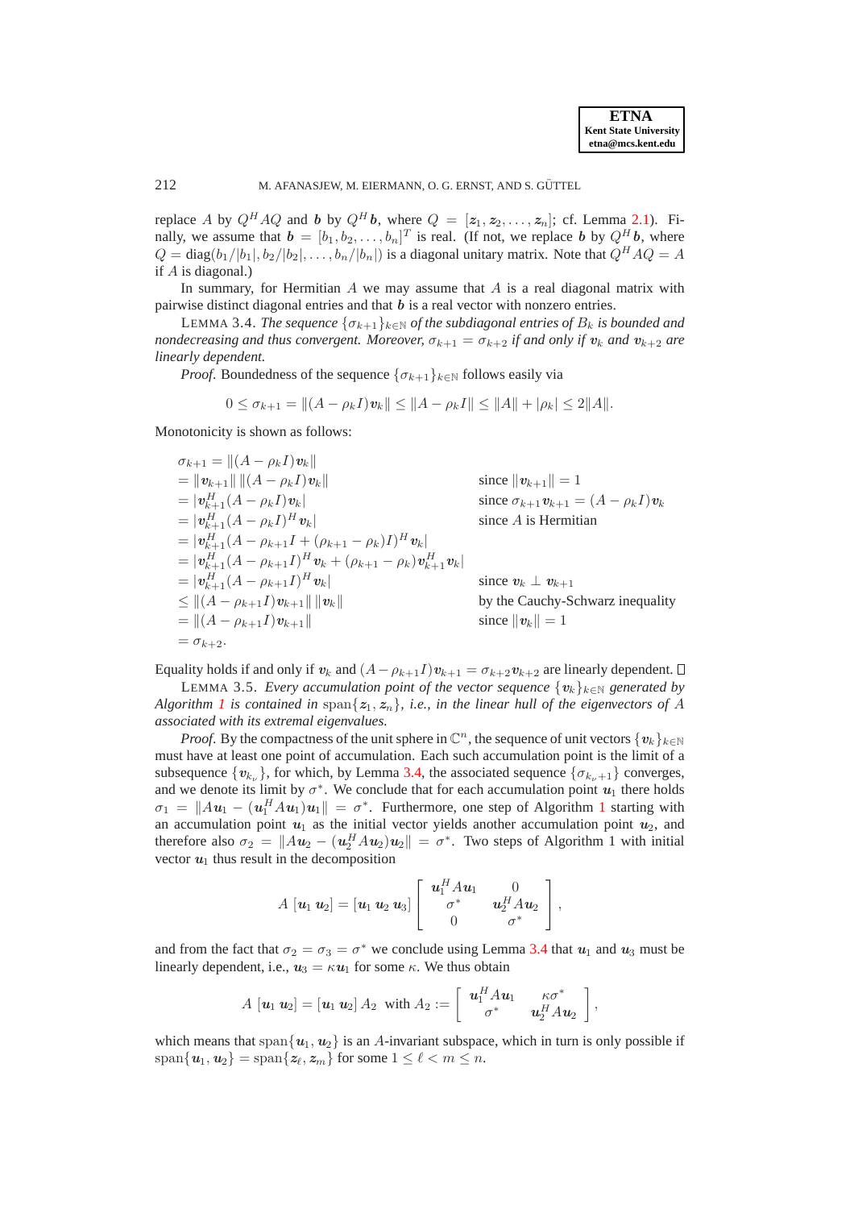replace $A$ by $Q^H AQ$ and $\boldsymbol{b}$ by $Q^H \boldsymbol{b}$, where $Q = [\boldsymbol{z}_1, \boldsymbol{z}_2, \ldots, \boldsymbol{z}_n]$; cf. Lemma 2.1). Finally, we assume that $\boldsymbol{b} = [b_1, b_2, \ldots, b_n]^T$ is real. (If not, we replace $\boldsymbol{b}$ by $Q^H \boldsymbol{b}$, where $Q = \operatorname{diag}(b_1/|b_1|, b_2/|b_2|, \ldots, b_n/|b_n|)$ is a diagonal unitary matrix. Note that $Q^H AQ = A$ if $A$ is diagonal.)

In summary, for Hermitian $A$ we may assume that $A$ is a real diagonal matrix with pairwise distinct diagonal entries and that $\boldsymbol{b}$ is a real vector with nonzero entries.

LEMMA 3.4. *The sequence $\{\sigma_{k+1}\}_{k \in \mathbb{N}}$ of the subdiagonal entries of $B_k$ is bounded and nondecreasing and thus convergent. Moreover, $\sigma_{k+1} = \sigma_{k+2}$ if and only if $\boldsymbol{v}_k$ and $\boldsymbol{v}_{k+2}$ are linearly dependent.*

*Proof*. Boundedness of the sequence $\{\sigma_{k+1}\}_{k \in \mathbb{N}}$ follows easily via

$$0 \le \sigma_{k+1} = \|(A - \rho_k I)\boldsymbol{v}_k\| \le \|A - \rho_k I\| \le \|A\| + |\rho_k| \le 2\|A\|.$$

Monotonicity is shown as follows:

$$\begin{aligned}
&\sigma_{k+1} = \|(A - \rho_k I)\boldsymbol{v}_k\| \\
&= \|\boldsymbol{v}_{k+1}\| \, \|(A - \rho_k I)\boldsymbol{v}_k\| && \text{since } \|\boldsymbol{v}_{k+1}\| = 1 \\
&= |\boldsymbol{v}_{k+1}^H (A - \rho_k I)\boldsymbol{v}_k| && \text{since } \sigma_{k+1}\boldsymbol{v}_{k+1} = (A - \rho_k I)\boldsymbol{v}_k \\
&= |\boldsymbol{v}_{k+1}^H (A - \rho_k I)^H \boldsymbol{v}_k| && \text{since } A \text{ is Hermitian} \\
&= |\boldsymbol{v}_{k+1}^H (A - \rho_{k+1} I + (\rho_{k+1} - \rho_k) I)^H \boldsymbol{v}_k| && \\
&= |\boldsymbol{v}_{k+1}^H (A - \rho_{k+1} I)^H \boldsymbol{v}_k + (\rho_{k+1} - \rho_k)\boldsymbol{v}_{k+1}^H \boldsymbol{v}_k| && \\
&= |\boldsymbol{v}_{k+1}^H (A - \rho_{k+1} I)^H \boldsymbol{v}_k| && \text{since } \boldsymbol{v}_k \perp \boldsymbol{v}_{k+1} \\
&\le \|(A - \rho_{k+1} I)\boldsymbol{v}_{k+1}\| \, \|\boldsymbol{v}_k\| && \text{by the Cauchy-Schwarz inequality} \\
&= \|(A - \rho_{k+1} I)\boldsymbol{v}_{k+1}\| && \text{since } \|\boldsymbol{v}_k\| = 1 \\
&= \sigma_{k+2}.
\end{aligned}$$

Equality holds if and only if $\boldsymbol{v}_k$ and $(A - \rho_{k+1} I)\boldsymbol{v}_{k+1} = \sigma_{k+2}\boldsymbol{v}_{k+2}$ are linearly dependent. □

LEMMA 3.5. *Every accumulation point of the vector sequence $\{\boldsymbol{v}_k\}_{k \in \mathbb{N}}$ generated by Algorithm 1 is contained in $\operatorname{span}\{\boldsymbol{z}_1, \boldsymbol{z}_n\}$, i.e., in the linear hull of the eigenvectors of $A$ associated with its extremal eigenvalues.*

*Proof*. By the compactness of the unit sphere in $\mathbb{C}^n$, the sequence of unit vectors $\{\boldsymbol{v}_k\}_{k \in \mathbb{N}}$ must have at least one point of accumulation. Each such accumulation point is the limit of a subsequence $\{\boldsymbol{v}_{k_\nu}\}$, for which, by Lemma 3.4, the associated sequence $\{\sigma_{k_\nu+1}\}$ converges, and we denote its limit by $\sigma^*$. We conclude that for each accumulation point $\boldsymbol{u}_1$ there holds $\sigma_1 = \|A\boldsymbol{u}_1 - (\boldsymbol{u}_1^H A \boldsymbol{u}_1)\boldsymbol{u}_1\| = \sigma^*$. Furthermore, one step of Algorithm 1 starting with an accumulation point $\boldsymbol{u}_1$ as the initial vector yields another accumulation point $\boldsymbol{u}_2$, and therefore also $\sigma_2 = \|A\boldsymbol{u}_2 - (\boldsymbol{u}_2^H A \boldsymbol{u}_2)\boldsymbol{u}_2\| = \sigma^*$. Two steps of Algorithm 1 with initial vector $\boldsymbol{u}_1$ thus result in the decomposition

$$A\,[\boldsymbol{u}_1 \; \boldsymbol{u}_2] = [\boldsymbol{u}_1 \; \boldsymbol{u}_2 \; \boldsymbol{u}_3] \begin{bmatrix} \boldsymbol{u}_1^H A \boldsymbol{u}_1 & 0 \\ \sigma^* & \boldsymbol{u}_2^H A \boldsymbol{u}_2 \\ 0 & \sigma^* \end{bmatrix},$$

and from the fact that $\sigma_2 = \sigma_3 = \sigma^*$ we conclude using Lemma 3.4 that $\boldsymbol{u}_1$ and $\boldsymbol{u}_3$ must be linearly dependent, i.e., $\boldsymbol{u}_3 = \kappa \boldsymbol{u}_1$ for some $\kappa$. We thus obtain

$$A\,[\boldsymbol{u}_1 \; \boldsymbol{u}_2] = [\boldsymbol{u}_1 \; \boldsymbol{u}_2]\, A_2 \;\; \text{with } A_2 := \begin{bmatrix} \boldsymbol{u}_1^H A \boldsymbol{u}_1 & \kappa \sigma^* \\ \sigma^* & \boldsymbol{u}_2^H A \boldsymbol{u}_2 \end{bmatrix},$$

which means that $\operatorname{span}\{\boldsymbol{u}_1, \boldsymbol{u}_2\}$ is an $A$-invariant subspace, which in turn is only possible if $\operatorname{span}\{\boldsymbol{u}_1, \boldsymbol{u}_2\} = \operatorname{span}\{\boldsymbol{z}_\ell, \boldsymbol{z}_m\}$ for some $1 \le \ell < m \le n$.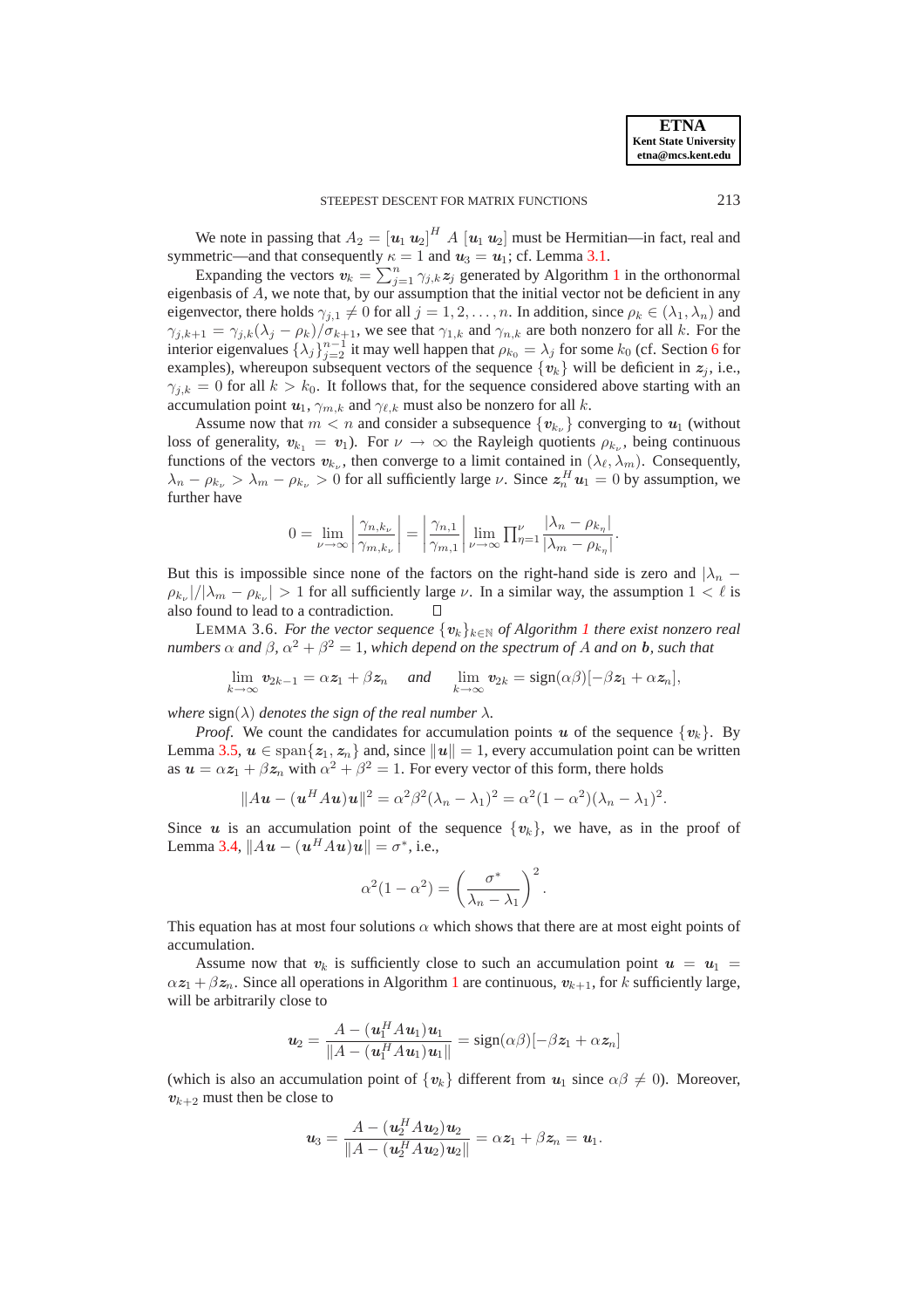We note in passing that $A_2 = [\boldsymbol{u}_1\ \boldsymbol{u}_2]^H\ A\ [\boldsymbol{u}_1\ \boldsymbol{u}_2]$ must be Hermitian—in fact, real and symmetric—and that consequently $\kappa = 1$ and $\boldsymbol{u}_3 = \boldsymbol{u}_1$; cf. Lemma 3.1.

Expanding the vectors $\boldsymbol{v}_k = \sum_{j=1}^n \gamma_{j,k}\boldsymbol{z}_j$ generated by Algorithm 1 in the orthonormal eigenbasis of $A$, we note that, by our assumption that the initial vector not be deficient in any eigenvector, there holds $\gamma_{j,1} \neq 0$ for all $j = 1, 2, \ldots, n$. In addition, since $\rho_k \in (\lambda_1, \lambda_n)$ and $\gamma_{j,k+1} = \gamma_{j,k}(\lambda_j - \rho_k)/\sigma_{k+1}$, we see that $\gamma_{1,k}$ and $\gamma_{n,k}$ are both nonzero for all $k$. For the interior eigenvalues $\{\lambda_j\}_{j=2}^{n-1}$ it may well happen that $\rho_{k_0} = \lambda_j$ for some $k_0$ (cf. Section 6 for examples), whereupon subsequent vectors of the sequence $\{\boldsymbol{v}_k\}$ will be deficient in $\boldsymbol{z}_j$, i.e., $\gamma_{j,k} = 0$ for all $k > k_0$. It follows that, for the sequence considered above starting with an accumulation point $\boldsymbol{u}_1$, $\gamma_{m,k}$ and $\gamma_{\ell,k}$ must also be nonzero for all $k$.

Assume now that $m < n$ and consider a subsequence $\{\boldsymbol{v}_{k_\nu}\}$ converging to $\boldsymbol{u}_1$ (without loss of generality, $\boldsymbol{v}_{k_1} = \boldsymbol{v}_1$). For $\nu \to \infty$ the Rayleigh quotients $\rho_{k_\nu}$, being continuous functions of the vectors $\boldsymbol{v}_{k_\nu}$, then converge to a limit contained in $(\lambda_\ell, \lambda_m)$. Consequently, $\lambda_n - \rho_{k_\nu} > \lambda_m - \rho_{k_\nu} > 0$ for all sufficiently large $\nu$. Since $\boldsymbol{z}_n^H\boldsymbol{u}_1 = 0$ by assumption, we further have

$$0 = \lim_{\nu\to\infty}\left|\frac{\gamma_{n,k_\nu}}{\gamma_{m,k_\nu}}\right| = \left|\frac{\gamma_{n,1}}{\gamma_{m,1}}\right| \lim_{\nu\to\infty}\prod_{\eta=1}^{\nu}\frac{|\lambda_n - \rho_{k_\eta}|}{|\lambda_m - \rho_{k_\eta}|}.$$

But this is impossible since none of the factors on the right-hand side is zero and $|\lambda_n - \rho_{k_\nu}|/|\lambda_m - \rho_{k_\nu}| > 1$ for all sufficiently large $\nu$. In a similar way, the assumption $1 < \ell$ is also found to lead to a contradiction. $\square$

LEMMA 3.6. *For the vector sequence $\{\boldsymbol{v}_k\}_{k\in\mathbb{N}}$ of Algorithm 1 there exist nonzero real numbers $\alpha$ and $\beta$, $\alpha^2 + \beta^2 = 1$, which depend on the spectrum of $A$ and on $\boldsymbol{b}$, such that*

$$\lim_{k\to\infty}\boldsymbol{v}_{2k-1} = \alpha\boldsymbol{z}_1 + \beta\boldsymbol{z}_n \quad \textit{and} \quad \lim_{k\to\infty}\boldsymbol{v}_{2k} = \operatorname{sign}(\alpha\beta)[-\beta\boldsymbol{z}_1 + \alpha\boldsymbol{z}_n],$$

*where* $\operatorname{sign}(\lambda)$ *denotes the sign of the real number* $\lambda$.

*Proof*. We count the candidates for accumulation points $\boldsymbol{u}$ of the sequence $\{\boldsymbol{v}_k\}$. By Lemma 3.5, $\boldsymbol{u} \in \operatorname{span}\{\boldsymbol{z}_1, \boldsymbol{z}_n\}$ and, since $\|\boldsymbol{u}\| = 1$, every accumulation point can be written as $\boldsymbol{u} = \alpha\boldsymbol{z}_1 + \beta\boldsymbol{z}_n$ with $\alpha^2 + \beta^2 = 1$. For every vector of this form, there holds

$$\|A\boldsymbol{u} - (\boldsymbol{u}^H A\boldsymbol{u})\boldsymbol{u}\|^2 = \alpha^2\beta^2(\lambda_n - \lambda_1)^2 = \alpha^2(1-\alpha^2)(\lambda_n - \lambda_1)^2.$$

Since $\boldsymbol{u}$ is an accumulation point of the sequence $\{\boldsymbol{v}_k\}$, we have, as in the proof of Lemma 3.4, $\|A\boldsymbol{u} - (\boldsymbol{u}^H A\boldsymbol{u})\boldsymbol{u}\| = \sigma^*$, i.e.,

$$\alpha^2(1-\alpha^2) = \left(\frac{\sigma^*}{\lambda_n - \lambda_1}\right)^2.$$

This equation has at most four solutions $\alpha$ which shows that there are at most eight points of accumulation.

Assume now that $\boldsymbol{v}_k$ is sufficiently close to such an accumulation point $\boldsymbol{u} = \boldsymbol{u}_1 = \alpha\boldsymbol{z}_1 + \beta\boldsymbol{z}_n$. Since all operations in Algorithm 1 are continuous, $\boldsymbol{v}_{k+1}$, for $k$ sufficiently large, will be arbitrarily close to

$$\boldsymbol{u}_2 = \frac{A - (\boldsymbol{u}_1^H A\boldsymbol{u}_1)\boldsymbol{u}_1}{\|A - (\boldsymbol{u}_1^H A\boldsymbol{u}_1)\boldsymbol{u}_1\|} = \operatorname{sign}(\alpha\beta)[-\beta\boldsymbol{z}_1 + \alpha\boldsymbol{z}_n]$$

(which is also an accumulation point of $\{\boldsymbol{v}_k\}$ different from $\boldsymbol{u}_1$ since $\alpha\beta \neq 0$). Moreover, $\boldsymbol{v}_{k+2}$ must then be close to

$$\boldsymbol{u}_3 = \frac{A - (\boldsymbol{u}_2^H A\boldsymbol{u}_2)\boldsymbol{u}_2}{\|A - (\boldsymbol{u}_2^H A\boldsymbol{u}_2)\boldsymbol{u}_2\|} = \alpha\boldsymbol{z}_1 + \beta\boldsymbol{z}_n = \boldsymbol{u}_1.$$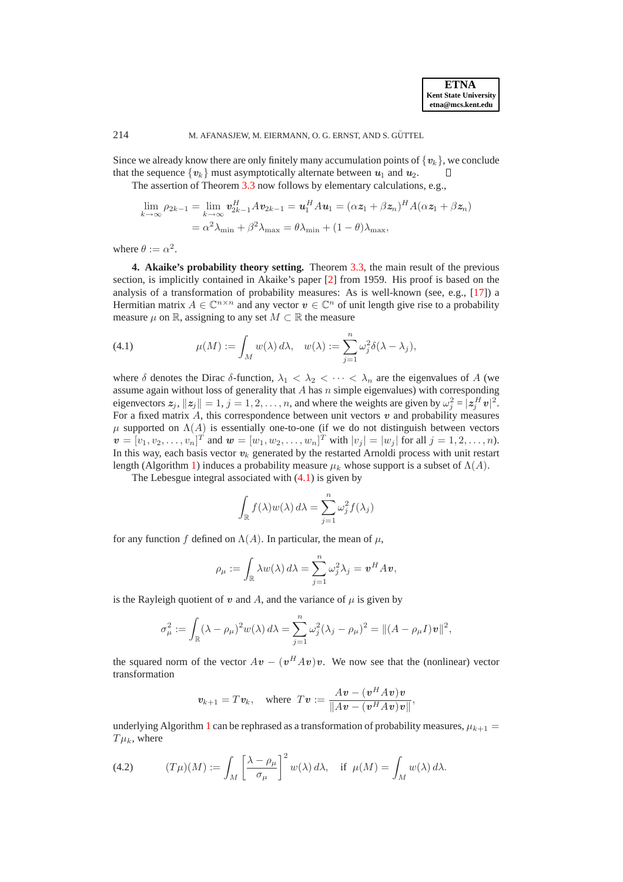Since we already know there are only finitely many accumulation points of $\{\boldsymbol{v}_k\}$, we conclude that the sequence $\{\boldsymbol{v}_k\}$ must asymptotically alternate between $\boldsymbol{u}_1$ and $\boldsymbol{u}_2$. □

The assertion of Theorem 3.3 now follows by elementary calculations, e.g.,

$$\lim_{k\to\infty} \rho_{2k-1} = \lim_{k\to\infty} \boldsymbol{v}_{2k-1}^H A \boldsymbol{v}_{2k-1} = \boldsymbol{u}_1^H A \boldsymbol{u}_1 = (\alpha \boldsymbol{z}_1 + \beta \boldsymbol{z}_n)^H A (\alpha \boldsymbol{z}_1 + \beta \boldsymbol{z}_n)$$
$$= \alpha^2 \lambda_{\min} + \beta^2 \lambda_{\max} = \theta \lambda_{\min} + (1-\theta)\lambda_{\max},$$

where $\theta := \alpha^2$.

**4. Akaike's probability theory setting.** Theorem 3.3, the main result of the previous section, is implicitly contained in Akaike's paper [2] from 1959. His proof is based on the analysis of a transformation of probability measures: As is well-known (see, e.g., [17]) a Hermitian matrix $A \in \mathbb{C}^{n\times n}$ and any vector $\boldsymbol{v} \in \mathbb{C}^n$ of unit length give rise to a probability measure $\mu$ on $\mathbb{R}$, assigning to any set $M \subset \mathbb{R}$ the measure

$$\mu(M) := \int_M w(\lambda)\, d\lambda, \quad w(\lambda) := \sum_{j=1}^n \omega_j^2 \delta(\lambda - \lambda_j), \tag{4.1}$$

where $\delta$ denotes the Dirac $\delta$-function, $\lambda_1 < \lambda_2 < \cdots < \lambda_n$ are the eigenvalues of $A$ (we assume again without loss of generality that $A$ has $n$ simple eigenvalues) with corresponding eigenvectors $\boldsymbol{z}_j$, $\|\boldsymbol{z}_j\| = 1$, $j = 1, 2, \ldots, n$, and where the weights are given by $\omega_j^2 = |\boldsymbol{z}_j^H \boldsymbol{v}|^2$. For a fixed matrix $A$, this correspondence between unit vectors $\boldsymbol{v}$ and probability measures $\mu$ supported on $\Lambda(A)$ is essentially one-to-one (if we do not distinguish between vectors $\boldsymbol{v} = [v_1, v_2, \ldots, v_n]^T$ and $\boldsymbol{w} = [w_1, w_2, \ldots, w_n]^T$ with $|v_j| = |w_j|$ for all $j = 1, 2, \ldots, n$). In this way, each basis vector $\boldsymbol{v}_k$ generated by the restarted Arnoldi process with unit restart length (Algorithm 1) induces a probability measure $\mu_k$ whose support is a subset of $\Lambda(A)$.

The Lebesgue integral associated with (4.1) is given by

$$\int_{\mathbb{R}} f(\lambda) w(\lambda)\, d\lambda = \sum_{j=1}^n \omega_j^2 f(\lambda_j)$$

for any function $f$ defined on $\Lambda(A)$. In particular, the mean of $\mu$,

$$\rho_\mu := \int_{\mathbb{R}} \lambda w(\lambda)\, d\lambda = \sum_{j=1}^n \omega_j^2 \lambda_j = \boldsymbol{v}^H A \boldsymbol{v},$$

is the Rayleigh quotient of $\boldsymbol{v}$ and $A$, and the variance of $\mu$ is given by

$$\sigma_\mu^2 := \int_{\mathbb{R}} (\lambda - \rho_\mu)^2 w(\lambda)\, d\lambda = \sum_{j=1}^n \omega_j^2 (\lambda_j - \rho_\mu)^2 = \|(A - \rho_\mu I)\boldsymbol{v}\|^2,$$

the squared norm of the vector $A\boldsymbol{v} - (\boldsymbol{v}^H A \boldsymbol{v})\boldsymbol{v}$. We now see that the (nonlinear) vector transformation

$$\boldsymbol{v}_{k+1} = T\boldsymbol{v}_k, \quad \text{where } T\boldsymbol{v} := \frac{A\boldsymbol{v} - (\boldsymbol{v}^H A \boldsymbol{v})\boldsymbol{v}}{\|A\boldsymbol{v} - (\boldsymbol{v}^H A \boldsymbol{v})\boldsymbol{v}\|},$$

underlying Algorithm 1 can be rephrased as a transformation of probability measures, $\mu_{k+1} = T\mu_k$, where

$$(T\mu)(M) := \int_M \left[\frac{\lambda - \rho_\mu}{\sigma_\mu}\right]^2 w(\lambda)\, d\lambda, \quad \text{if } \mu(M) = \int_M w(\lambda)\, d\lambda. \tag{4.2}$$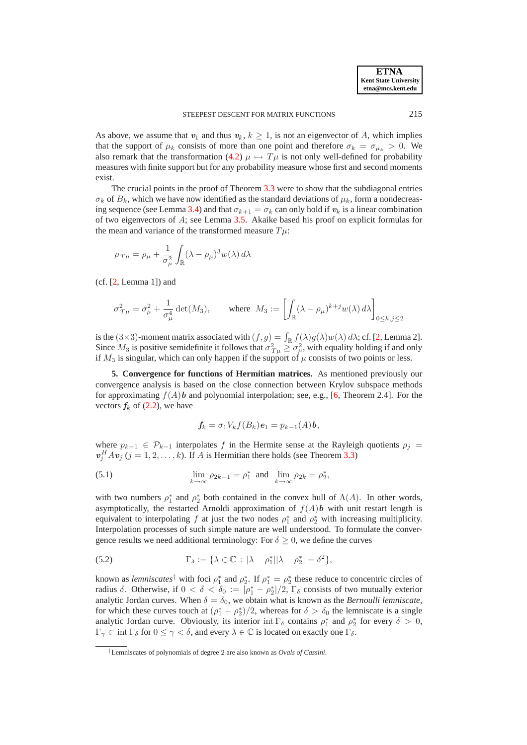As above, we assume that $\boldsymbol{v}_1$ and thus $\boldsymbol{v}_k$, $k \geq 1$, is not an eigenvector of $A$, which implies that the support of $\mu_k$ consists of more than one point and therefore $\sigma_k = \sigma_{\mu_k} > 0$. We also remark that the transformation (4.2) $\mu \mapsto T\mu$ is not only well-defined for probability measures with finite support but for any probability measure whose first and second moments exist.

The crucial points in the proof of Theorem 3.3 were to show that the subdiagonal entries $\sigma_k$ of $B_k$, which we have now identified as the standard deviations of $\mu_k$, form a nondecreasing sequence (see Lemma 3.4) and that $\sigma_{k+1} = \sigma_k$ can only hold if $\boldsymbol{v}_k$ is a linear combination of two eigenvectors of $A$; see Lemma 3.5. Akaike based his proof on explicit formulas for the mean and variance of the transformed measure $T\mu$:

$$\rho_{T\mu} = \rho_\mu + \frac{1}{\sigma_\mu^2} \int_{\mathbb{R}} (\lambda - \rho_\mu)^3 w(\lambda)\, d\lambda$$

(cf. [2, Lemma 1]) and

$$\sigma_{T\mu}^2 = \sigma_\mu^2 + \frac{1}{\sigma_\mu^4} \det(M_3), \qquad \text{where } \; M_3 := \left[ \int_{\mathbb{R}} (\lambda - \rho_\mu)^{k+j} w(\lambda)\, d\lambda \right]_{0 \leq k,j \leq 2}$$

is the $(3 \times 3)$-moment matrix associated with $(f, g) = \int_{\mathbb{R}} f(\lambda) \overline{g(\lambda)} w(\lambda)\, d\lambda$; cf. [2, Lemma 2]. Since $M_3$ is positive semidefinite it follows that $\sigma_{T\mu}^2 \geq \sigma_\mu^2$, with equality holding if and only if $M_3$ is singular, which can only happen if the support of $\mu$ consists of two points or less.

**5. Convergence for functions of Hermitian matrices.** As mentioned previously our convergence analysis is based on the close connection between Krylov subspace methods for approximating $f(A)\boldsymbol{b}$ and polynomial interpolation; see, e.g., [6, Theorem 2.4]. For the vectors $\boldsymbol{f}_k$ of (2.2), we have

$$\boldsymbol{f}_k = \sigma_1 V_k f(B_k) \boldsymbol{e}_1 = p_{k-1}(A)\boldsymbol{b},$$

where $p_{k-1} \in \mathcal{P}_{k-1}$ interpolates $f$ in the Hermite sense at the Rayleigh quotients $\rho_j = \boldsymbol{v}_j^H A \boldsymbol{v}_j$ $(j = 1, 2, \ldots, k)$. If $A$ is Hermitian there holds (see Theorem 3.3)

$$\lim_{k \to \infty} \rho_{2k-1} = \rho_1^* \;\text{ and }\; \lim_{k \to \infty} \rho_{2k} = \rho_2^*, \tag{5.1}$$

with two numbers $\rho_1^*$ and $\rho_2^*$ both contained in the convex hull of $\Lambda(A)$. In other words, asymptotically, the restarted Arnoldi approximation of $f(A)\boldsymbol{b}$ with unit restart length is equivalent to interpolating $f$ at just the two nodes $\rho_1^*$ and $\rho_2^*$ with increasing multiplicity. Interpolation processes of such simple nature are well understood. To formulate the convergence results we need additional terminology: For $\delta \geq 0$, we define the curves

$$\Gamma_\delta := \{\lambda \in \mathbb{C} : |\lambda - \rho_1^*||\lambda - \rho_2^*| = \delta^2\}, \tag{5.2}$$

known as *lemniscates*[†] with foci $\rho_1^*$ and $\rho_2^*$. If $\rho_1^* = \rho_2^*$ these reduce to concentric circles of radius $\delta$. Otherwise, if $0 < \delta < \delta_0 := |\rho_1^* - \rho_2^*|/2$, $\Gamma_\delta$ consists of two mutually exterior analytic Jordan curves. When $\delta = \delta_0$, we obtain what is known as the *Bernoulli lemniscate*, for which these curves touch at $(\rho_1^* + \rho_2^*)/2$, whereas for $\delta > \delta_0$ the lemniscate is a single analytic Jordan curve. Obviously, its interior $\operatorname{int} \Gamma_\delta$ contains $\rho_1^*$ and $\rho_2^*$ for every $\delta > 0$, $\Gamma_\gamma \subset \operatorname{int} \Gamma_\delta$ for $0 \leq \gamma < \delta$, and every $\lambda \in \mathbb{C}$ is located on exactly one $\Gamma_\delta$.

---

[†] Lemniscates of polynomials of degree 2 are also known as *Ovals of Cassini*.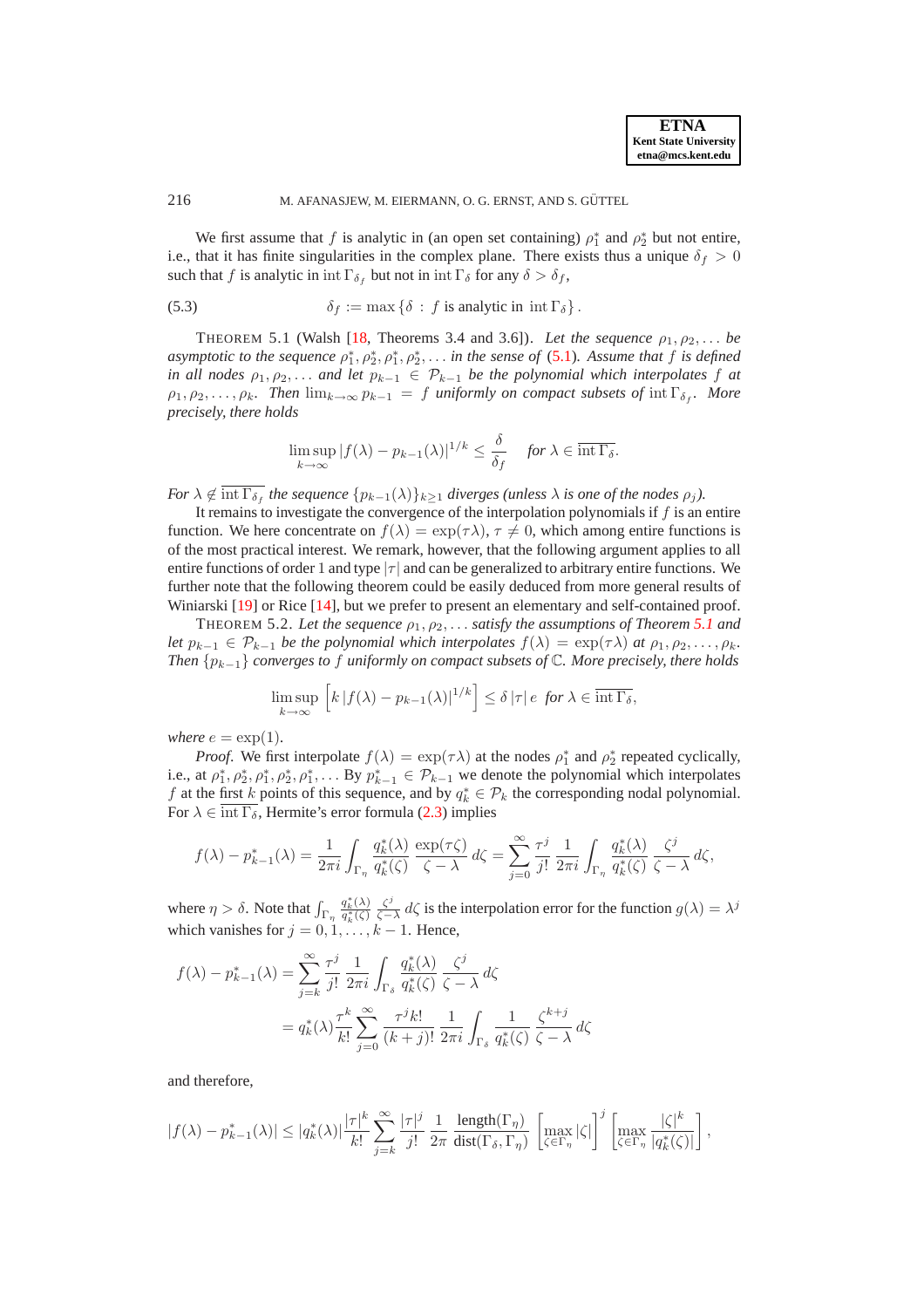We first assume that $f$ is analytic in (an open set containing) $\rho_1^*$ and $\rho_2^*$ but not entire, i.e., that it has finite singularities in the complex plane. There exists thus a unique $\delta_f > 0$ such that $f$ is analytic in $\operatorname{int}\Gamma_{\delta_f}$ but not in $\operatorname{int}\Gamma_\delta$ for any $\delta > \delta_f$,

$$\delta_f := \max\{\delta \,:\, f \text{ is analytic in } \operatorname{int}\Gamma_\delta\}. \tag{5.3}$$

THEOREM 5.1 (Walsh [18, Theorems 3.4 and 3.6]). *Let the sequence $\rho_1, \rho_2, \ldots$ be asymptotic to the sequence $\rho_1^*, \rho_2^*, \rho_1^*, \rho_2^*, \ldots$ in the sense of (5.1). Assume that $f$ is defined in all nodes $\rho_1, \rho_2, \ldots$ and let $p_{k-1} \in \mathcal{P}_{k-1}$ be the polynomial which interpolates $f$ at $\rho_1, \rho_2, \ldots, \rho_k$. Then $\lim_{k\to\infty} p_{k-1} = f$ uniformly on compact subsets of $\operatorname{int}\Gamma_{\delta_f}$. More precisely, there holds*

$$\limsup_{k\to\infty} |f(\lambda) - p_{k-1}(\lambda)|^{1/k} \le \frac{\delta}{\delta_f} \quad \textit{for } \lambda \in \overline{\operatorname{int}\Gamma_\delta}.$$

*For $\lambda \notin \overline{\operatorname{int}\Gamma_{\delta_f}}$ the sequence $\{p_{k-1}(\lambda)\}_{k\ge 1}$ diverges (unless $\lambda$ is one of the nodes $\rho_j$).*

It remains to investigate the convergence of the interpolation polynomials if $f$ is an entire function. We here concentrate on $f(\lambda) = \exp(\tau\lambda)$, $\tau \ne 0$, which among entire functions is of the most practical interest. We remark, however, that the following argument applies to all entire functions of order 1 and type $|\tau|$ and can be generalized to arbitrary entire functions. We further note that the following theorem could be easily deduced from more general results of Winiarski [19] or Rice [14], but we prefer to present an elementary and self-contained proof.

THEOREM 5.2. *Let the sequence $\rho_1, \rho_2, \ldots$ satisfy the assumptions of Theorem 5.1 and let $p_{k-1} \in \mathcal{P}_{k-1}$ be the polynomial which interpolates $f(\lambda) = \exp(\tau\lambda)$ at $\rho_1, \rho_2, \ldots, \rho_k$. Then $\{p_{k-1}\}$ converges to $f$ uniformly on compact subsets of $\mathbb{C}$. More precisely, there holds*

$$\limsup_{k\to\infty} \left[ k\, |f(\lambda) - p_{k-1}(\lambda)|^{1/k} \right] \le \delta\, |\tau|\, e \quad \textit{for } \lambda \in \overline{\operatorname{int}\Gamma_\delta},$$

*where $e = \exp(1)$.*

*Proof.* We first interpolate $f(\lambda) = \exp(\tau\lambda)$ at the nodes $\rho_1^*$ and $\rho_2^*$ repeated cyclically, i.e., at $\rho_1^*, \rho_2^*, \rho_1^*, \rho_2^*, \rho_1^*, \ldots$ By $p_{k-1}^* \in \mathcal{P}_{k-1}$ we denote the polynomial which interpolates $f$ at the first $k$ points of this sequence, and by $q_k^* \in \mathcal{P}_k$ the corresponding nodal polynomial. For $\lambda \in \overline{\operatorname{int}\Gamma_\delta}$, Hermite's error formula (2.3) implies

$$f(\lambda) - p_{k-1}^*(\lambda) = \frac{1}{2\pi i} \int_{\Gamma_\eta} \frac{q_k^*(\lambda)}{q_k^*(\zeta)} \frac{\exp(\tau\zeta)}{\zeta - \lambda}\, d\zeta = \sum_{j=0}^{\infty} \frac{\tau^j}{j!} \frac{1}{2\pi i} \int_{\Gamma_\eta} \frac{q_k^*(\lambda)}{q_k^*(\zeta)} \frac{\zeta^j}{\zeta - \lambda}\, d\zeta,$$

where $\eta > \delta$. Note that $\int_{\Gamma_\eta} \frac{q_k^*(\lambda)}{q_k^*(\zeta)} \frac{\zeta^j}{\zeta-\lambda}\, d\zeta$ is the interpolation error for the function $g(\lambda) = \lambda^j$ which vanishes for $j = 0, 1, \ldots, k-1$. Hence,

$$\begin{aligned}
f(\lambda) - p_{k-1}^*(\lambda) &= \sum_{j=k}^{\infty} \frac{\tau^j}{j!} \frac{1}{2\pi i} \int_{\Gamma_\delta} \frac{q_k^*(\lambda)}{q_k^*(\zeta)} \frac{\zeta^j}{\zeta - \lambda}\, d\zeta \\
&= q_k^*(\lambda) \frac{\tau^k}{k!} \sum_{j=0}^{\infty} \frac{\tau^j k!}{(k+j)!} \frac{1}{2\pi i} \int_{\Gamma_\delta} \frac{1}{q_k^*(\zeta)} \frac{\zeta^{k+j}}{\zeta - \lambda}\, d\zeta
\end{aligned}$$

and therefore,

$$|f(\lambda) - p_{k-1}^*(\lambda)| \le |q_k^*(\lambda)| \frac{|\tau|^k}{k!} \sum_{j=k}^{\infty} \frac{|\tau|^j}{j!} \frac{1}{2\pi} \frac{\operatorname{length}(\Gamma_\eta)}{\operatorname{dist}(\Gamma_\delta, \Gamma_\eta)} \left[ \max_{\zeta\in\Gamma_\eta} |\zeta| \right]^j \left[ \max_{\zeta\in\Gamma_\eta} \frac{|\zeta|^k}{|q_k^*(\zeta)|} \right],$$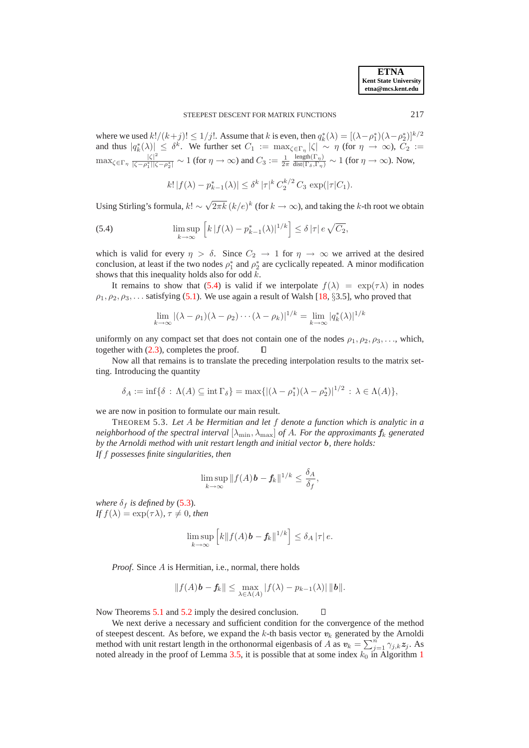where we used $k!/(k+j)! \le 1/j!$. Assume that $k$ is even, then $q_k^*(\lambda) = [(\lambda - \rho_1^*)(\lambda - \rho_2^*)]^{k/2}$ and thus $|q_k^*(\lambda)| \le \delta^k$. We further set $C_1 := \max_{\zeta \in \Gamma_\eta} |\zeta| \sim \eta$ (for $\eta \to \infty$), $C_2 := \max_{\zeta \in \Gamma_\eta} \frac{|\zeta|^2}{|\zeta - \rho_1^*||\zeta - \rho_2^*|} \sim 1$ (for $\eta \to \infty$) and $C_3 := \frac{1}{2\pi} \frac{\text{length}(\Gamma_\eta)}{\text{dist}(\Gamma_\delta, \Gamma_\eta)} \sim 1$ (for $\eta \to \infty$). Now,

$$k! \, |f(\lambda) - p_{k-1}^*(\lambda)| \le \delta^k \, |\tau|^k \, C_2^{k/2} \, C_3 \, \exp(|\tau| C_1).$$

Using Stirling's formula, $k! \sim \sqrt{2\pi k}\,(k/e)^k$ (for $k \to \infty$), and taking the $k$-th root we obtain

$$\limsup_{k \to \infty} \left[ k \, |f(\lambda) - p_{k-1}^*(\lambda)|^{1/k} \right] \le \delta \, |\tau| \, e \sqrt{C_2}, \tag{5.4}$$

which is valid for every $\eta > \delta$. Since $C_2 \to 1$ for $\eta \to \infty$ we arrived at the desired conclusion, at least if the two nodes $\rho_1^*$ and $\rho_2^*$ are cyclically repeated. A minor modification shows that this inequality holds also for odd $k$.

It remains to show that (5.4) is valid if we interpolate $f(\lambda) = \exp(\tau\lambda)$ in nodes $\rho_1, \rho_2, \rho_3, \ldots$ satisfying (5.1). We use again a result of Walsh [18, §3.5], who proved that

$$\lim_{k \to \infty} |(\lambda - \rho_1)(\lambda - \rho_2) \cdots (\lambda - \rho_k)|^{1/k} = \lim_{k \to \infty} |q_k^*(\lambda)|^{1/k}$$

uniformly on any compact set that does not contain one of the nodes $\rho_1, \rho_2, \rho_3, \ldots$, which, together with (2.3), completes the proof. $\square$

Now all that remains is to translate the preceding interpolation results to the matrix setting. Introducing the quantity

$$\delta_A := \inf\{\delta \,:\, \Lambda(A) \subseteq \text{int}\,\Gamma_\delta\} = \max\{|(\lambda - \rho_1^*)(\lambda - \rho_2^*)|^{1/2} \,:\, \lambda \in \Lambda(A)\},$$

we are now in position to formulate our main result.

THEOREM 5.3. *Let $A$ be Hermitian and let $f$ denote a function which is analytic in a neighborhood of the spectral interval $[\lambda_{\min}, \lambda_{\max}]$ of $A$. For the approximants $\boldsymbol{f}_k$ generated by the Arnoldi method with unit restart length and initial vector $\boldsymbol{b}$, there holds:*
*If $f$ possesses finite singularities, then*

$$\limsup_{k \to \infty} \|f(A)\boldsymbol{b} - \boldsymbol{f}_k\|^{1/k} \le \frac{\delta_A}{\delta_f},$$

*where $\delta_f$ is defined by (5.3).*
*If $f(\lambda) = \exp(\tau\lambda)$, $\tau \neq 0$, then*

$$\limsup_{k \to \infty} \left[ k \|f(A)\boldsymbol{b} - \boldsymbol{f}_k\|^{1/k} \right] \le \delta_A \, |\tau| \, e.$$

*Proof.* Since $A$ is Hermitian, i.e., normal, there holds

$$\|f(A)\boldsymbol{b} - \boldsymbol{f}_k\| \le \max_{\lambda \in \Lambda(A)} |f(\lambda) - p_{k-1}(\lambda)| \, \|\boldsymbol{b}\|.$$

Now Theorems 5.1 and 5.2 imply the desired conclusion. $\square$

We next derive a necessary and sufficient condition for the convergence of the method of steepest descent. As before, we expand the $k$-th basis vector $\boldsymbol{v}_k$ generated by the Arnoldi method with unit restart length in the orthonormal eigenbasis of $A$ as $\boldsymbol{v}_k = \sum_{j=1}^n \gamma_{j,k} \boldsymbol{z}_j$. As noted already in the proof of Lemma 3.5, it is possible that at some index $k_0$ in Algorithm 1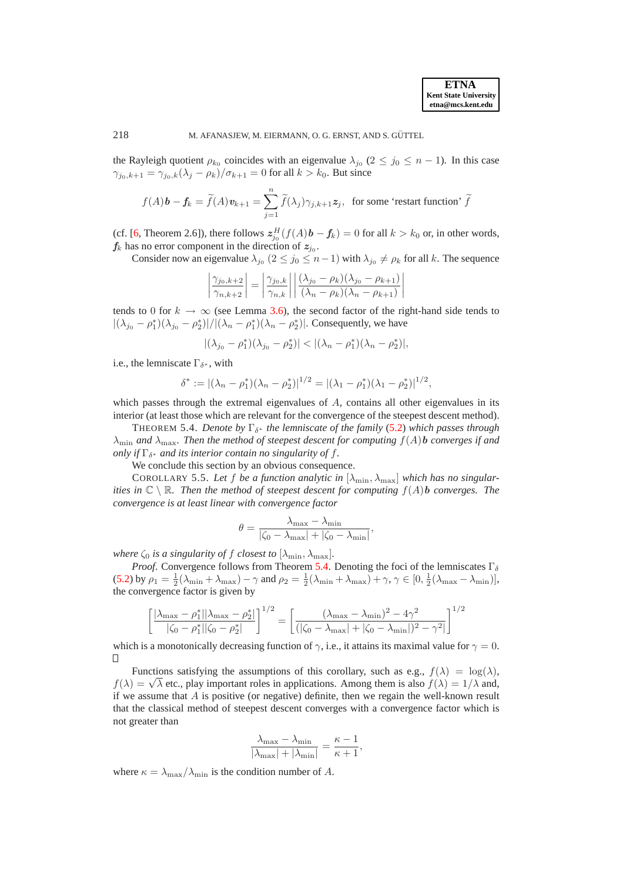the Rayleigh quotient $\rho_{k_0}$ coincides with an eigenvalue $\lambda_{j_0}$ ($2 \le j_0 \le n-1$). In this case $\gamma_{j_0,k+1} = \gamma_{j_0,k}(\lambda_j - \rho_k)/\sigma_{k+1} = 0$ for all $k > k_0$. But since

$$
f(A)\boldsymbol{b} - \boldsymbol{f}_k = \widetilde{f}(A)\boldsymbol{v}_{k+1} = \sum_{j=1}^{n} \widetilde{f}(\lambda_j)\gamma_{j,k+1}\boldsymbol{z}_j, \quad \text{for some 'restart function' } \widetilde{f}
$$

(cf. [6, Theorem 2.6]), there follows $\boldsymbol{z}_{j_0}^H(f(A)\boldsymbol{b} - \boldsymbol{f}_k) = 0$ for all $k > k_0$ or, in other words, $\boldsymbol{f}_k$ has no error component in the direction of $\boldsymbol{z}_{j_0}$.

Consider now an eigenvalue $\lambda_{j_0}$ ($2 \le j_0 \le n-1$) with $\lambda_{j_0} \ne \rho_k$ for all $k$. The sequence

$$
\left|\frac{\gamma_{j_0,k+2}}{\gamma_{n,k+2}}\right| = \left|\frac{\gamma_{j_0,k}}{\gamma_{n,k}}\right| \left|\frac{(\lambda_{j_0} - \rho_k)(\lambda_{j_0} - \rho_{k+1})}{(\lambda_n - \rho_k)(\lambda_n - \rho_{k+1})}\right|
$$

tends to 0 for $k \to \infty$ (see Lemma 3.6), the second factor of the right-hand side tends to $|(\lambda_{j_0} - \rho_1^*)(\lambda_{j_0} - \rho_2^*)|/|(\lambda_n - \rho_1^*)(\lambda_n - \rho_2^*)|$. Consequently, we have

$$
|(\lambda_{j_0} - \rho_1^*)(\lambda_{j_0} - \rho_2^*)| < |(\lambda_n - \rho_1^*)(\lambda_n - \rho_2^*)|,
$$

i.e., the lemniscate $\Gamma_{\delta^*}$, with

$$
\delta^* := |(\lambda_n - \rho_1^*)(\lambda_n - \rho_2^*)|^{1/2} = |(\lambda_1 - \rho_1^*)(\lambda_1 - \rho_2^*)|^{1/2},
$$

which passes through the extremal eigenvalues of $A$, contains all other eigenvalues in its interior (at least those which are relevant for the convergence of the steepest descent method).

THEOREM 5.4. *Denote by $\Gamma_{\delta^*}$ the lemniscate of the family (5.2) which passes through $\lambda_{\min}$ and $\lambda_{\max}$. Then the method of steepest descent for computing $f(A)\boldsymbol{b}$ converges if and only if $\Gamma_{\delta^*}$ and its interior contain no singularity of $f$.*

We conclude this section by an obvious consequence.

COROLLARY 5.5. *Let $f$ be a function analytic in $[\lambda_{\min}, \lambda_{\max}]$ which has no singularities in $\mathbb{C} \setminus \mathbb{R}$. Then the method of steepest descent for computing $f(A)\boldsymbol{b}$ converges. The convergence is at least linear with convergence factor*

$$
\theta = \frac{\lambda_{\max} - \lambda_{\min}}{|\zeta_0 - \lambda_{\max}| + |\zeta_0 - \lambda_{\min}|},
$$

*where $\zeta_0$ is a singularity of $f$ closest to $[\lambda_{\min}, \lambda_{\max}]$.*

*Proof.* Convergence follows from Theorem 5.4. Denoting the foci of the lemniscates $\Gamma_\delta$ (5.2) by $\rho_1 = \frac{1}{2}(\lambda_{\min} + \lambda_{\max}) - \gamma$ and $\rho_2 = \frac{1}{2}(\lambda_{\min} + \lambda_{\max}) + \gamma$, $\gamma \in [0, \frac{1}{2}(\lambda_{\max} - \lambda_{\min})]$, the convergence factor is given by

$$
\left[\frac{|\lambda_{\max} - \rho_1^*||\lambda_{\max} - \rho_2^*|}{|\zeta_0 - \rho_1^*||\zeta_0 - \rho_2^*|}\right]^{1/2} = \left[\frac{(\lambda_{\max} - \lambda_{\min})^2 - 4\gamma^2}{(|\zeta_0 - \lambda_{\max}| + |\zeta_0 - \lambda_{\min}|)^2 - \gamma^2|}\right]^{1/2}
$$

which is a monotonically decreasing function of $\gamma$, i.e., it attains its maximal value for $\gamma = 0$. ∎

Functions satisfying the assumptions of this corollary, such as e.g., $f(\lambda) = \log(\lambda)$, $f(\lambda) = \sqrt{\lambda}$ etc., play important roles in applications. Among them is also $f(\lambda) = 1/\lambda$ and, if we assume that $A$ is positive (or negative) definite, then we regain the well-known result that the classical method of steepest descent converges with a convergence factor which is not greater than

$$
\frac{\lambda_{\max} - \lambda_{\min}}{|\lambda_{\max}| + |\lambda_{\min}|} = \frac{\kappa - 1}{\kappa + 1},
$$

where $\kappa = \lambda_{\max}/\lambda_{\min}$ is the condition number of $A$.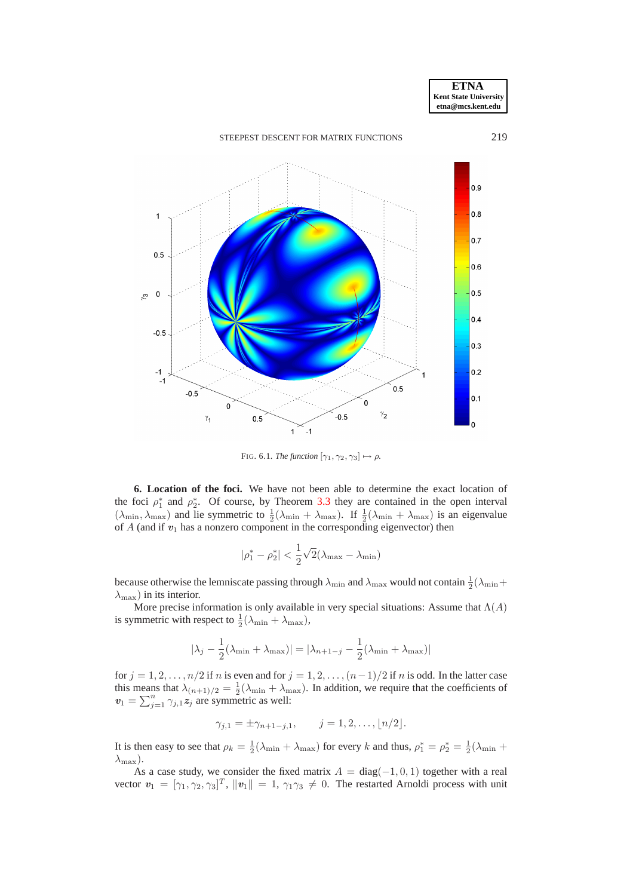FIG. 6.1. *The function* $[\gamma_1, \gamma_2, \gamma_3] \mapsto \rho$.

**6. Location of the foci.** We have not been able to determine the exact location of the foci $\rho_1^*$ and $\rho_2^*$. Of course, by Theorem 3.3 they are contained in the open interval $(\lambda_{\min}, \lambda_{\max})$ and lie symmetric to $\frac{1}{2}(\lambda_{\min} + \lambda_{\max})$. If $\frac{1}{2}(\lambda_{\min} + \lambda_{\max})$ is an eigenvalue of $A$ (and if $\boldsymbol{v}_1$ has a nonzero component in the corresponding eigenvector) then

$$|\rho_1^* - \rho_2^*| < \frac{1}{2}\sqrt{2}(\lambda_{\max} - \lambda_{\min})$$

because otherwise the lemniscate passing through $\lambda_{\min}$ and $\lambda_{\max}$ would not contain $\frac{1}{2}(\lambda_{\min} + \lambda_{\max})$ in its interior.

More precise information is only available in very special situations: Assume that $\Lambda(A)$ is symmetric with respect to $\frac{1}{2}(\lambda_{\min} + \lambda_{\max})$,

$$|\lambda_j - \frac{1}{2}(\lambda_{\min} + \lambda_{\max})| = |\lambda_{n+1-j} - \frac{1}{2}(\lambda_{\min} + \lambda_{\max})|$$

for $j = 1, 2, \ldots, n/2$ if $n$ is even and for $j = 1, 2, \ldots, (n-1)/2$ if $n$ is odd. In the latter case this means that $\lambda_{(n+1)/2} = \frac{1}{2}(\lambda_{\min} + \lambda_{\max})$. In addition, we require that the coefficients of $\boldsymbol{v}_1 = \sum_{j=1}^{n} \gamma_{j,1} \boldsymbol{z}_j$ are symmetric as well:

$$\gamma_{j,1} = \pm\gamma_{n+1-j,1}, \qquad j = 1, 2, \ldots, \lfloor n/2 \rfloor.$$

It is then easy to see that $\rho_k = \frac{1}{2}(\lambda_{\min} + \lambda_{\max})$ for every $k$ and thus, $\rho_1^* = \rho_2^* = \frac{1}{2}(\lambda_{\min} + \lambda_{\max})$.

As a case study, we consider the fixed matrix $A = \mathrm{diag}(-1, 0, 1)$ together with a real vector $\boldsymbol{v}_1 = [\gamma_1, \gamma_2, \gamma_3]^T$, $\|\boldsymbol{v}_1\| = 1$, $\gamma_1\gamma_3 \neq 0$. The restarted Arnoldi process with unit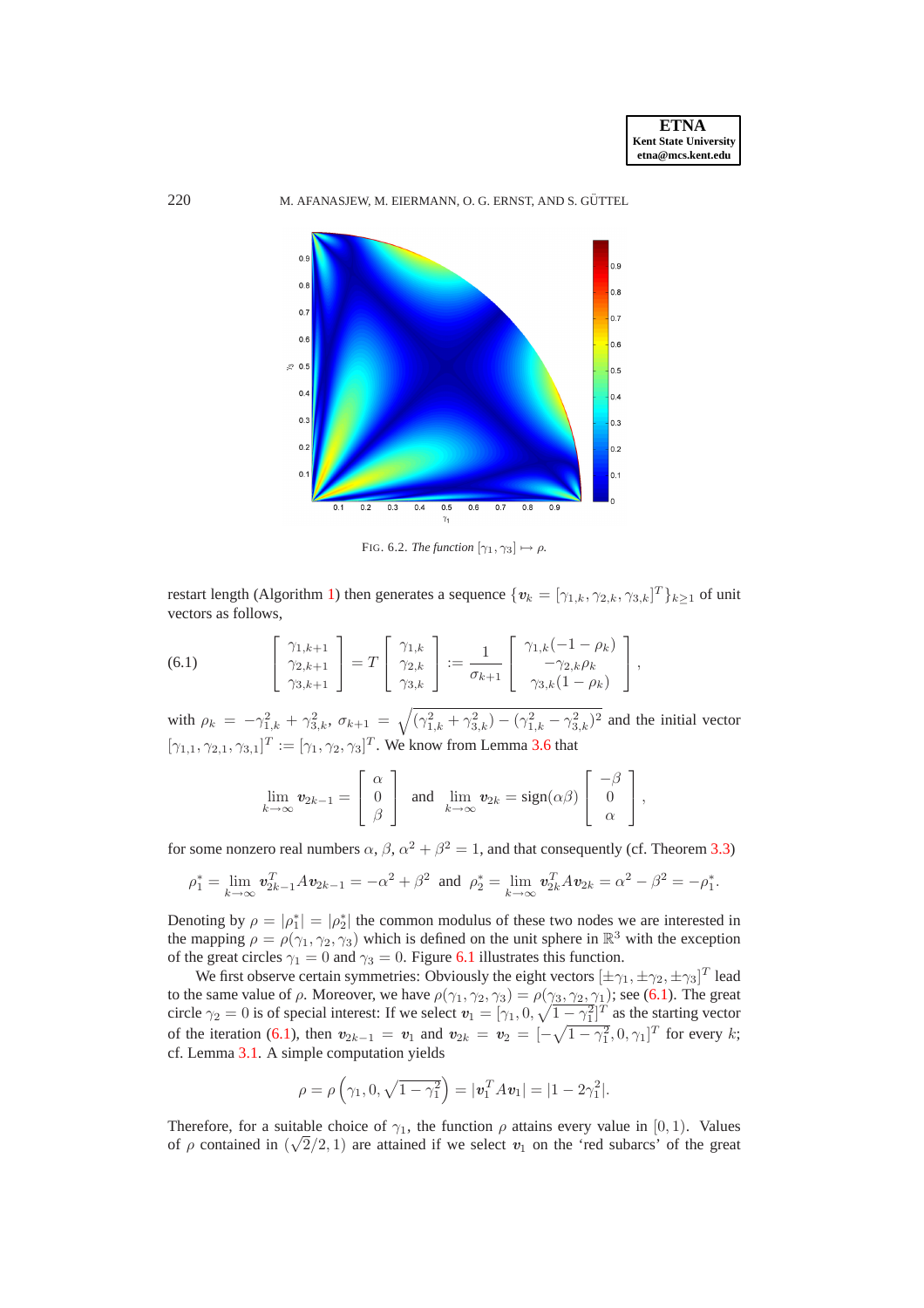FIG. 6.2. *The function* $[\gamma_1, \gamma_3] \mapsto \rho$.

restart length (Algorithm 1) then generates a sequence $\{\boldsymbol{v}_k = [\gamma_{1,k}, \gamma_{2,k}, \gamma_{3,k}]^T\}_{k\geq 1}$ of unit vectors as follows,

$$
\begin{bmatrix} \gamma_{1,k+1} \\ \gamma_{2,k+1} \\ \gamma_{3,k+1} \end{bmatrix} = T \begin{bmatrix} \gamma_{1,k} \\ \gamma_{2,k} \\ \gamma_{3,k} \end{bmatrix} := \frac{1}{\sigma_{k+1}} \begin{bmatrix} \gamma_{1,k}(-1-\rho_k) \\ -\gamma_{2,k}\rho_k \\ \gamma_{3,k}(1-\rho_k) \end{bmatrix}, \tag{6.1}
$$

with $\rho_k = -\gamma_{1,k}^2 + \gamma_{3,k}^2$, $\sigma_{k+1} = \sqrt{(\gamma_{1,k}^2 + \gamma_{3,k}^2) - (\gamma_{1,k}^2 - \gamma_{3,k}^2)^2}$ and the initial vector $[\gamma_{1,1}, \gamma_{2,1}, \gamma_{3,1}]^T := [\gamma_1, \gamma_2, \gamma_3]^T$. We know from Lemma 3.6 that

$$
\lim_{k\to\infty} \boldsymbol{v}_{2k-1} = \begin{bmatrix} \alpha \\ 0 \\ \beta \end{bmatrix} \quad \text{and} \quad \lim_{k\to\infty} \boldsymbol{v}_{2k} = \operatorname{sign}(\alpha\beta) \begin{bmatrix} -\beta \\ 0 \\ \alpha \end{bmatrix},
$$

for some nonzero real numbers $\alpha$, $\beta$, $\alpha^2 + \beta^2 = 1$, and that consequently (cf. Theorem 3.3)

$$
\rho_1^* = \lim_{k\to\infty} \boldsymbol{v}_{2k-1}^T A \boldsymbol{v}_{2k-1} = -\alpha^2 + \beta^2 \quad \text{and} \quad \rho_2^* = \lim_{k\to\infty} \boldsymbol{v}_{2k}^T A \boldsymbol{v}_{2k} = \alpha^2 - \beta^2 = -\rho_1^*.
$$

Denoting by $\rho = |\rho_1^*| = |\rho_2^*|$ the common modulus of these two nodes we are interested in the mapping $\rho = \rho(\gamma_1, \gamma_2, \gamma_3)$ which is defined on the unit sphere in $\mathbb{R}^3$ with the exception of the great circles $\gamma_1 = 0$ and $\gamma_3 = 0$. Figure 6.1 illustrates this function.

We first observe certain symmetries: Obviously the eight vectors $[\pm\gamma_1, \pm\gamma_2, \pm\gamma_3]^T$ lead to the same value of $\rho$. Moreover, we have $\rho(\gamma_1, \gamma_2, \gamma_3) = \rho(\gamma_3, \gamma_2, \gamma_1)$; see (6.1). The great circle $\gamma_2 = 0$ is of special interest: If we select $\boldsymbol{v}_1 = [\gamma_1, 0, \sqrt{1-\gamma_1^2}]^T$ as the starting vector of the iteration (6.1), then $\boldsymbol{v}_{2k-1} = \boldsymbol{v}_1$ and $\boldsymbol{v}_{2k} = \boldsymbol{v}_2 = [-\sqrt{1-\gamma_1^2}, 0, \gamma_1]^T$ for every $k$; cf. Lemma 3.1. A simple computation yields

$$
\rho = \rho\left(\gamma_1, 0, \sqrt{1-\gamma_1^2}\right) = |\boldsymbol{v}_1^T A \boldsymbol{v}_1| = |1 - 2\gamma_1^2|.
$$

Therefore, for a suitable choice of $\gamma_1$, the function $\rho$ attains every value in $[0, 1)$. Values of $\rho$ contained in $(\sqrt{2}/2, 1)$ are attained if we select $\boldsymbol{v}_1$ on the 'red subarcs' of the great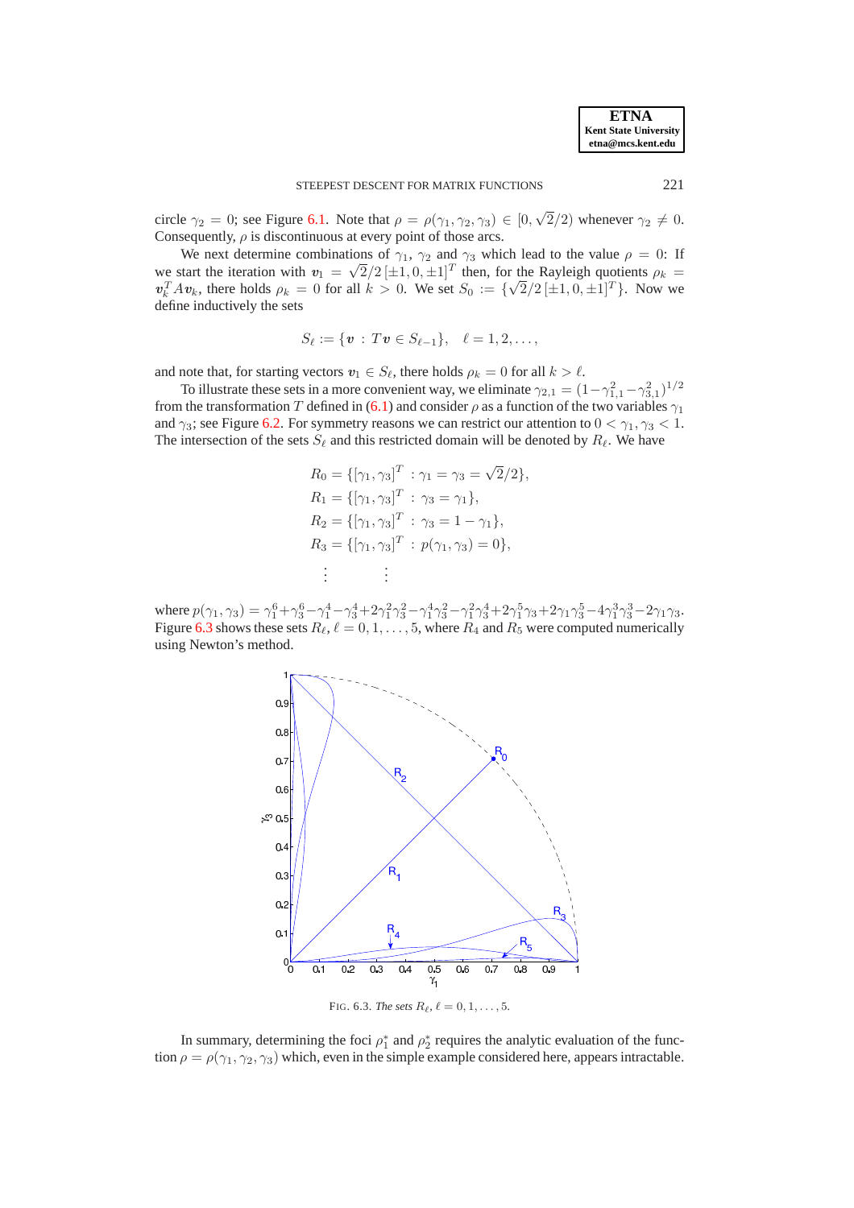circle $\gamma_2 = 0$; see Figure 6.1. Note that $\rho = \rho(\gamma_1, \gamma_2, \gamma_3) \in [0, \sqrt{2}/2)$ whenever $\gamma_2 \neq 0$. Consequently, $\rho$ is discontinuous at every point of those arcs.

We next determine combinations of $\gamma_1$, $\gamma_2$ and $\gamma_3$ which lead to the value $\rho = 0$: If we start the iteration with $\boldsymbol{v}_1 = \sqrt{2}/2\,[\pm 1, 0, \pm 1]^T$ then, for the Rayleigh quotients $\rho_k = \boldsymbol{v}_k^T A \boldsymbol{v}_k$, there holds $\rho_k = 0$ for all $k > 0$. We set $S_0 := \{\sqrt{2}/2\,[\pm 1, 0, \pm 1]^T\}$. Now we define inductively the sets

$$S_\ell := \{\boldsymbol{v} \,:\, T\boldsymbol{v} \in S_{\ell-1}\}, \quad \ell = 1, 2, \ldots,$$

and note that, for starting vectors $\boldsymbol{v}_1 \in S_\ell$, there holds $\rho_k = 0$ for all $k > \ell$.

To illustrate these sets in a more convenient way, we eliminate $\gamma_{2,1} = (1 - \gamma_{1,1}^2 - \gamma_{3,1}^2)^{1/2}$ from the transformation $T$ defined in (6.1) and consider $\rho$ as a function of the two variables $\gamma_1$ and $\gamma_3$; see Figure 6.2. For symmetry reasons we can restrict our attention to $0 < \gamma_1, \gamma_3 < 1$. The intersection of the sets $S_\ell$ and this restricted domain will be denoted by $R_\ell$. We have

$$\begin{aligned}
R_0 &= \{[\gamma_1, \gamma_3]^T \,:\, \gamma_1 = \gamma_3 = \sqrt{2}/2\},\\
R_1 &= \{[\gamma_1, \gamma_3]^T \,:\, \gamma_3 = \gamma_1\},\\
R_2 &= \{[\gamma_1, \gamma_3]^T \,:\, \gamma_3 = 1 - \gamma_1\},\\
R_3 &= \{[\gamma_1, \gamma_3]^T \,:\, p(\gamma_1, \gamma_3) = 0\},\\
&\;\;\vdots \qquad\qquad \vdots
\end{aligned}$$

where $p(\gamma_1, \gamma_3) = \gamma_1^6 + \gamma_3^6 - \gamma_1^4 - \gamma_3^4 + 2\gamma_1^2\gamma_3^2 - \gamma_1^4\gamma_3^2 - \gamma_1^2\gamma_3^4 + 2\gamma_1^5\gamma_3 + 2\gamma_1\gamma_3^5 - 4\gamma_1^3\gamma_3^3 - 2\gamma_1\gamma_3$. Figure 6.3 shows these sets $R_\ell$, $\ell = 0, 1, \ldots, 5$, where $R_4$ and $R_5$ were computed numerically using Newton's method.

FIG. 6.3. *The sets* $R_\ell$, $\ell = 0, 1, \ldots, 5$.

In summary, determining the foci $\rho_1^*$ and $\rho_2^*$ requires the analytic evaluation of the function $\rho = \rho(\gamma_1, \gamma_2, \gamma_3)$ which, even in the simple example considered here, appears intractable.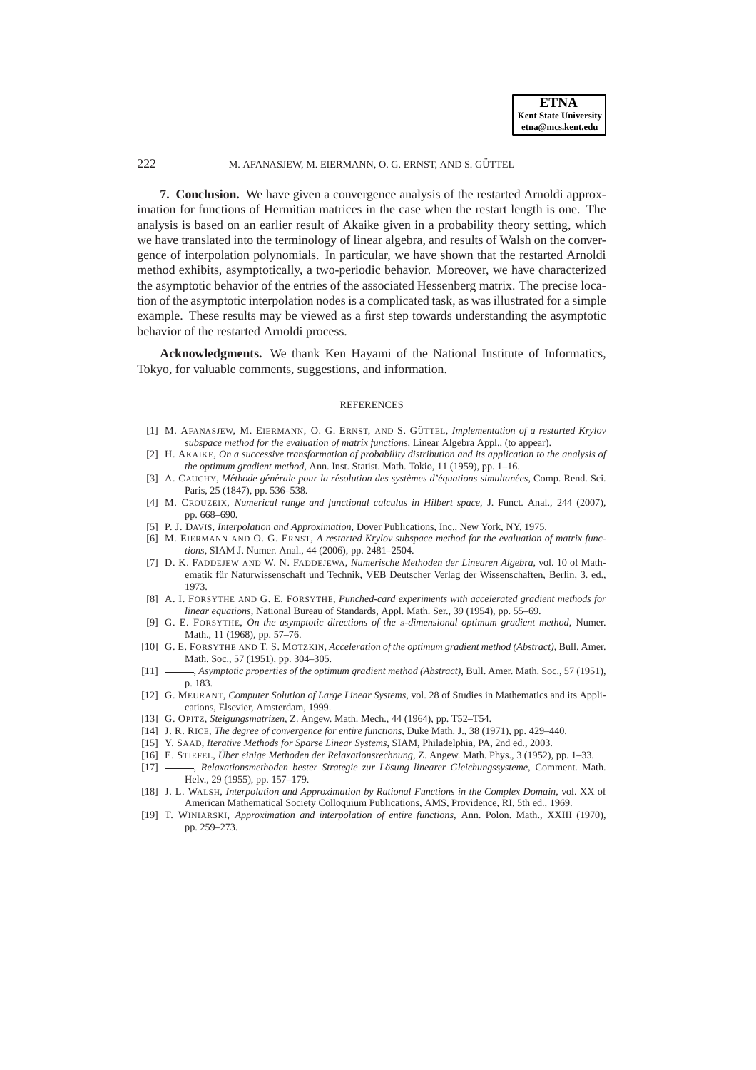**7. Conclusion.** We have given a convergence analysis of the restarted Arnoldi approximation for functions of Hermitian matrices in the case when the restart length is one. The analysis is based on an earlier result of Akaike given in a probability theory setting, which we have translated into the terminology of linear algebra, and results of Walsh on the convergence of interpolation polynomials. In particular, we have shown that the restarted Arnoldi method exhibits, asymptotically, a two-periodic behavior. Moreover, we have characterized the asymptotic behavior of the entries of the associated Hessenberg matrix. The precise location of the asymptotic interpolation nodes is a complicated task, as was illustrated for a simple example. These results may be viewed as a first step towards understanding the asymptotic behavior of the restarted Arnoldi process.

**Acknowledgments.** We thank Ken Hayami of the National Institute of Informatics, Tokyo, for valuable comments, suggestions, and information.

## REFERENCES

[1] M. Afanasjew, M. Eiermann, O. G. Ernst, and S. Güttel, *Implementation of a restarted Krylov subspace method for the evaluation of matrix functions*, Linear Algebra Appl., (to appear).

[2] H. Akaike, *On a successive transformation of probability distribution and its application to the analysis of the optimum gradient method*, Ann. Inst. Statist. Math. Tokio, 11 (1959), pp. 1–16.

[3] A. Cauchy, *Méthode générale pour la résolution des systèmes d'équations simultanées*, Comp. Rend. Sci. Paris, 25 (1847), pp. 536–538.

[4] M. Crouzeix, *Numerical range and functional calculus in Hilbert space*, J. Funct. Anal., 244 (2007), pp. 668–690.

[5] P. J. Davis, *Interpolation and Approximation*, Dover Publications, Inc., New York, NY, 1975.

[6] M. Eiermann and O. G. Ernst, *A restarted Krylov subspace method for the evaluation of matrix functions*, SIAM J. Numer. Anal., 44 (2006), pp. 2481–2504.

[7] D. K. Faddejew and W. N. Faddejewa, *Numerische Methoden der Linearen Algebra*, vol. 10 of Mathematik für Naturwissenschaft und Technik, VEB Deutscher Verlag der Wissenschaften, Berlin, 3. ed., 1973.

[8] A. I. Forsythe and G. E. Forsythe, *Punched-card experiments with accelerated gradient methods for linear equations*, National Bureau of Standards, Appl. Math. Ser., 39 (1954), pp. 55–69.

[9] G. E. Forsythe, *On the asymptotic directions of the $s$-dimensional optimum gradient method*, Numer. Math., 11 (1968), pp. 57–76.

[10] G. E. Forsythe and T. S. Motzkin, *Acceleration of the optimum gradient method (Abstract)*, Bull. Amer. Math. Soc., 57 (1951), pp. 304–305.

[11] ———, *Asymptotic properties of the optimum gradient method (Abstract)*, Bull. Amer. Math. Soc., 57 (1951), p. 183.

[12] G. Meurant, *Computer Solution of Large Linear Systems*, vol. 28 of Studies in Mathematics and its Applications, Elsevier, Amsterdam, 1999.

[13] G. Opitz, *Steigungsmatrizen*, Z. Angew. Math. Mech., 44 (1964), pp. T52–T54.

[14] J. R. Rice, *The degree of convergence for entire functions*, Duke Math. J., 38 (1971), pp. 429–440.

[15] Y. Saad, *Iterative Methods for Sparse Linear Systems*, SIAM, Philadelphia, PA, 2nd ed., 2003.

[16] E. Stiefel, *Über einige Methoden der Relaxationsrechnung*, Z. Angew. Math. Phys., 3 (1952), pp. 1–33.

[17] ———, *Relaxationsmethoden bester Strategie zur Lösung linearer Gleichungssysteme*, Comment. Math. Helv., 29 (1955), pp. 157–179.

[18] J. L. Walsh, *Interpolation and Approximation by Rational Functions in the Complex Domain*, vol. XX of American Mathematical Society Colloquium Publications, AMS, Providence, RI, 5th ed., 1969.

[19] T. Winiarski, *Approximation and interpolation of entire functions*, Ann. Polon. Math., XXIII (1970), pp. 259–273.